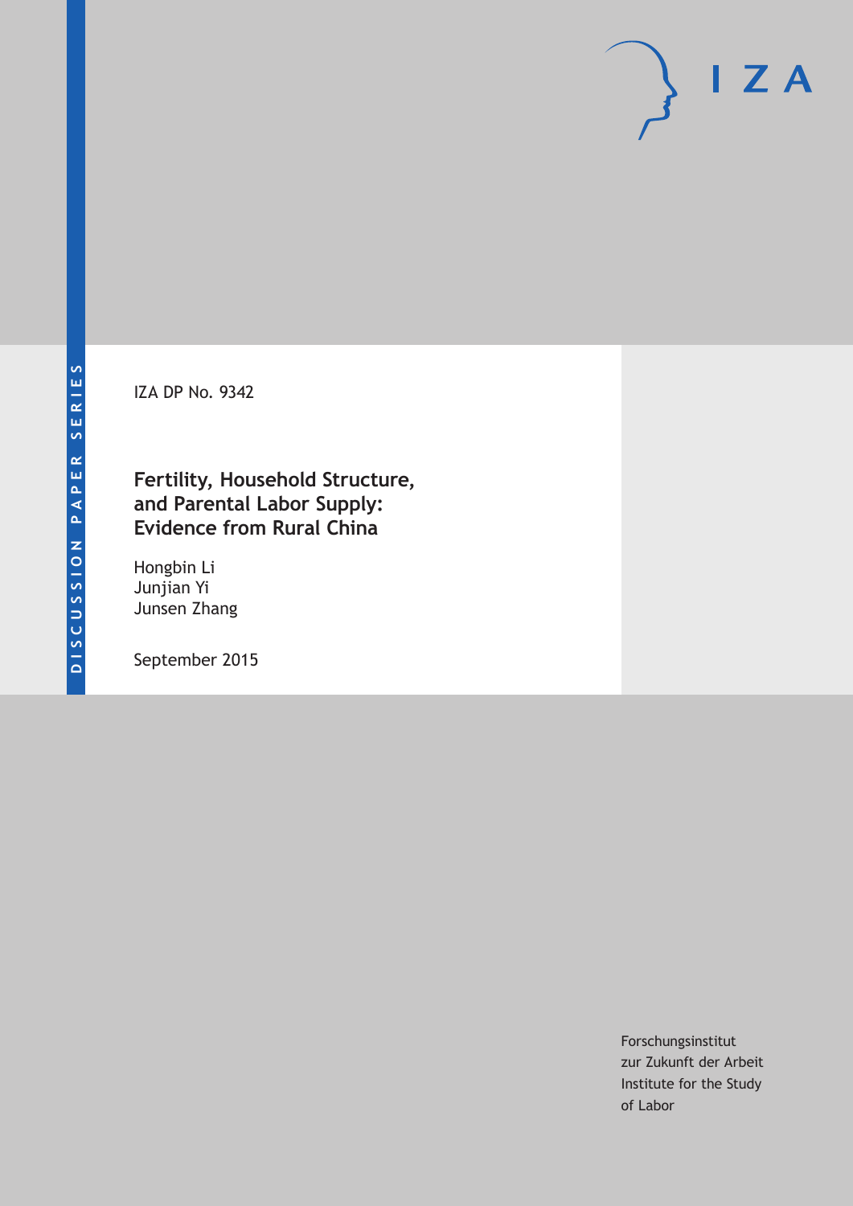DISCUSSION PAPER SERIES

IZA DP No. 9342

# Fertility, Household Structure, and Parental Labor Supply: Evidence from Rural China

Hongbin Li
Junjian Yi
Junsen Zhang

September 2015

Forschungsinstitut
zur Zukunft der Arbeit
Institute for the Study
of Labor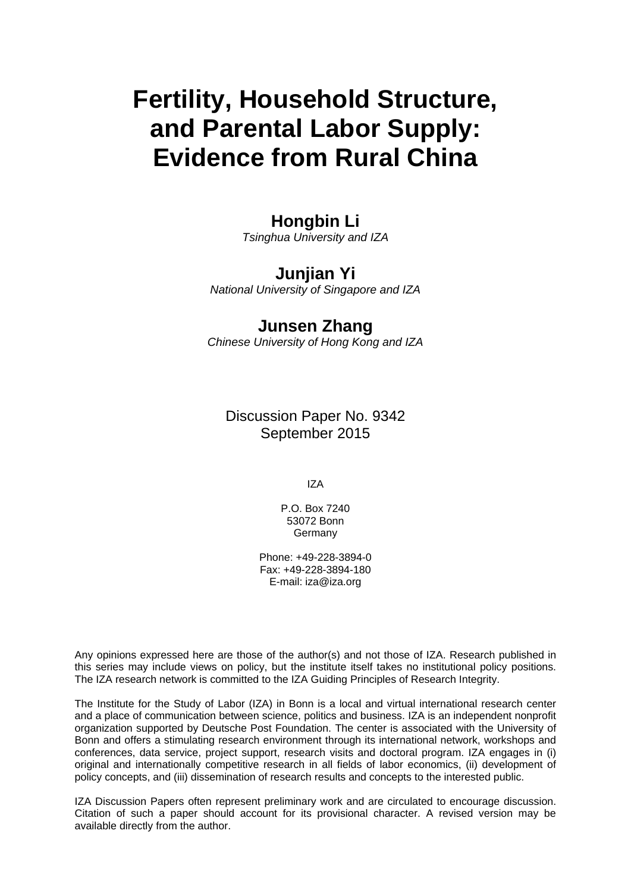# Fertility, Household Structure, and Parental Labor Supply: Evidence from Rural China

**Hongbin Li**
*Tsinghua University and IZA*

**Junjian Yi**
*National University of Singapore and IZA*

**Junsen Zhang**
*Chinese University of Hong Kong and IZA*

Discussion Paper No. 9342
September 2015

IZA

P.O. Box 7240
53072 Bonn
Germany

Phone: +49-228-3894-0
Fax: +49-228-3894-180
E-mail: iza@iza.org

Any opinions expressed here are those of the author(s) and not those of IZA. Research published in this series may include views on policy, but the institute itself takes no institutional policy positions. The IZA research network is committed to the IZA Guiding Principles of Research Integrity.

The Institute for the Study of Labor (IZA) in Bonn is a local and virtual international research center and a place of communication between science, politics and business. IZA is an independent nonprofit organization supported by Deutsche Post Foundation. The center is associated with the University of Bonn and offers a stimulating research environment through its international network, workshops and conferences, data service, project support, research visits and doctoral program. IZA engages in (i) original and internationally competitive research in all fields of labor economics, (ii) development of policy concepts, and (iii) dissemination of research results and concepts to the interested public.

IZA Discussion Papers often represent preliminary work and are circulated to encourage discussion. Citation of such a paper should account for its provisional character. A revised version may be available directly from the author.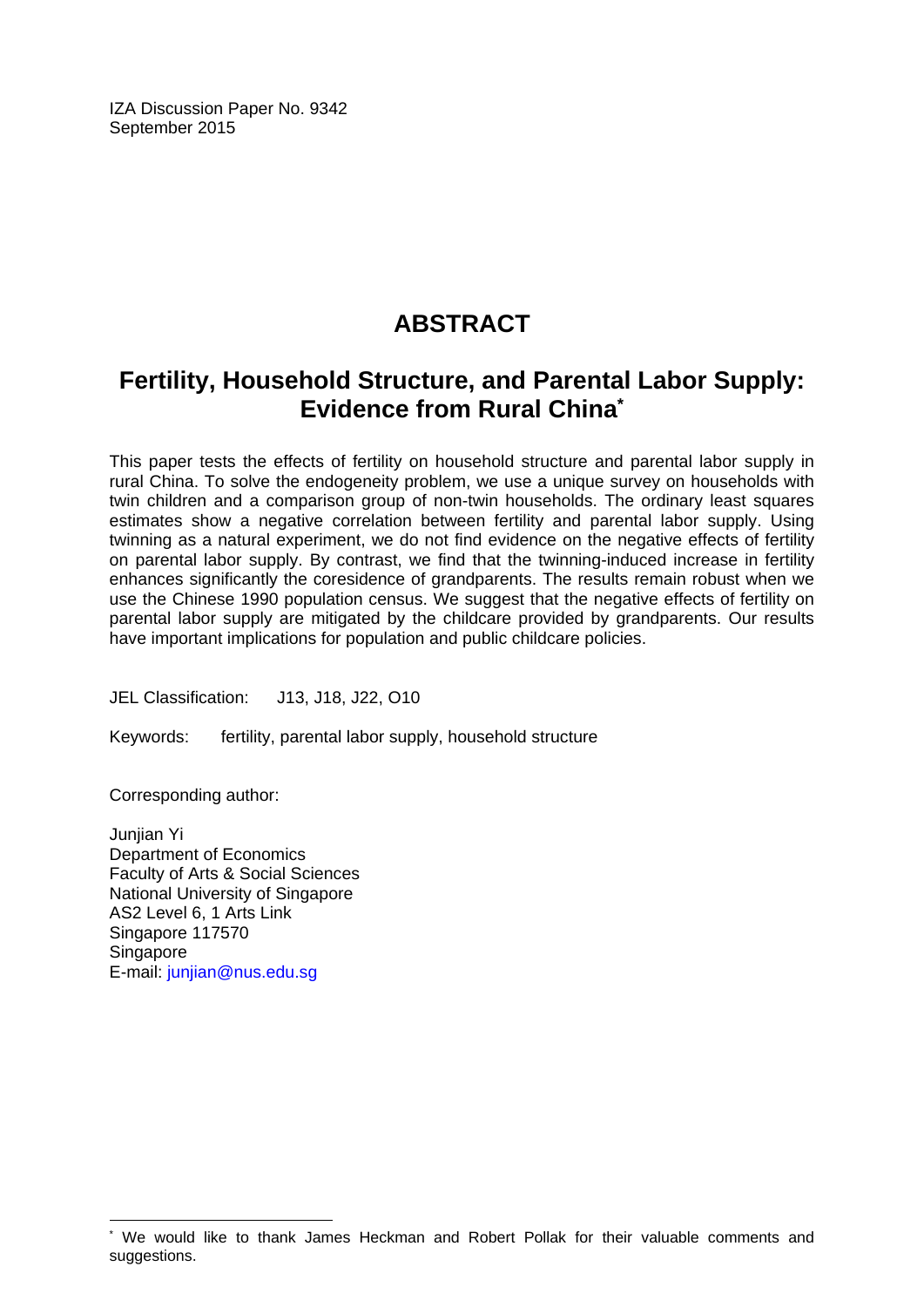IZA Discussion Paper No. 9342
September 2015

# ABSTRACT

## Fertility, Household Structure, and Parental Labor Supply: Evidence from Rural China[*]

This paper tests the effects of fertility on household structure and parental labor supply in rural China. To solve the endogeneity problem, we use a unique survey on households with twin children and a comparison group of non-twin households. The ordinary least squares estimates show a negative correlation between fertility and parental labor supply. Using twinning as a natural experiment, we do not find evidence on the negative effects of fertility on parental labor supply. By contrast, we find that the twinning-induced increase in fertility enhances significantly the coresidence of grandparents. The results remain robust when we use the Chinese 1990 population census. We suggest that the negative effects of fertility on parental labor supply are mitigated by the childcare provided by grandparents. Our results have important implications for population and public childcare policies.

JEL Classification: J13, J18, J22, O10

Keywords: fertility, parental labor supply, household structure

Corresponding author:

Junjian Yi
Department of Economics
Faculty of Arts & Social Sciences
National University of Singapore
AS2 Level 6, 1 Arts Link
Singapore 117570
Singapore
E-mail: junjian@nus.edu.sg

[*] We would like to thank James Heckman and Robert Pollak for their valuable comments and suggestions.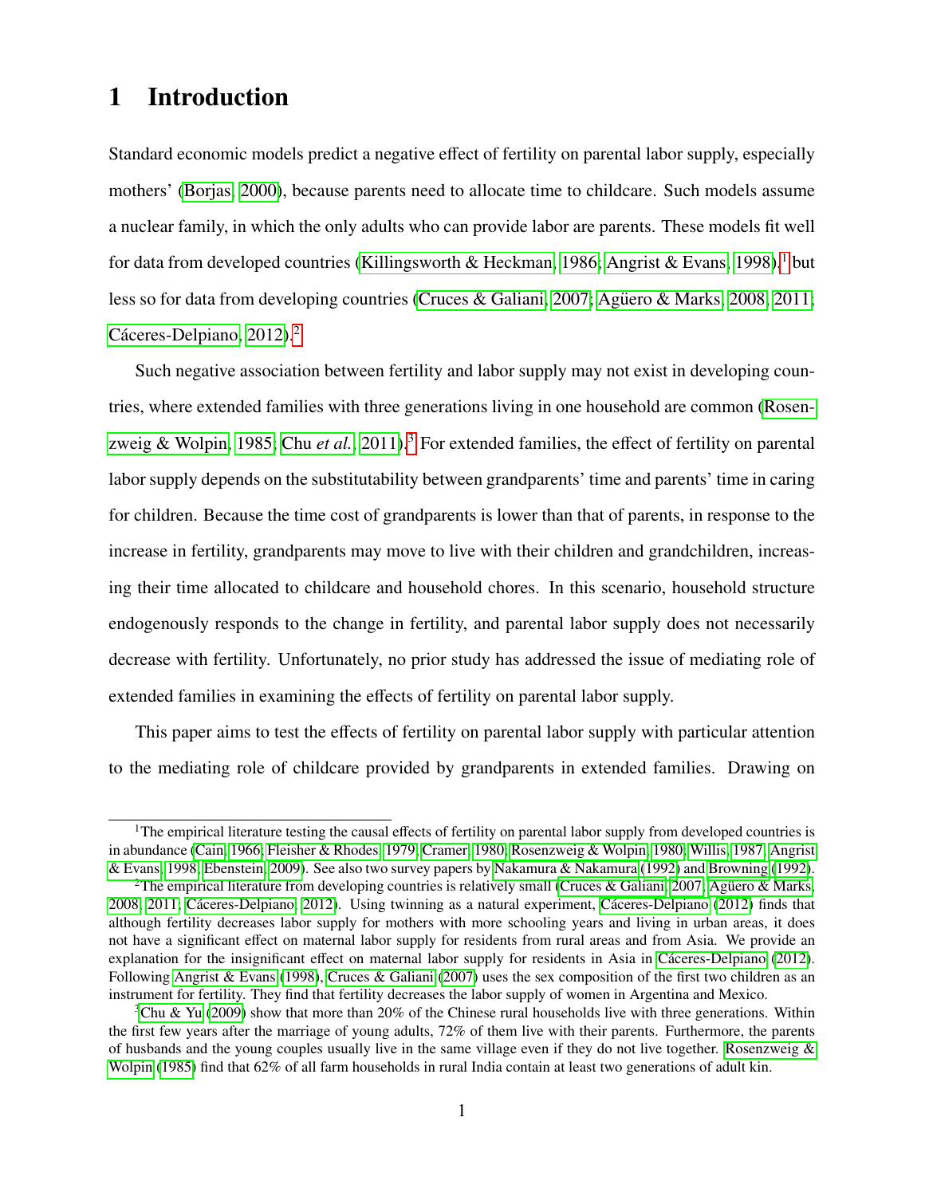# 1 Introduction

Standard economic models predict a negative effect of fertility on parental labor supply, especially mothers' (Borjas, 2000), because parents need to allocate time to childcare. Such models assume a nuclear family, in which the only adults who can provide labor are parents. These models fit well for data from developed countries (Killingsworth & Heckman, 1986; Angrist & Evans, 1998),[1] but less so for data from developing countries (Cruces & Galiani, 2007; Agüero & Marks, 2008, 2011; Cáceres-Delpiano, 2012).[2]

Such negative association between fertility and labor supply may not exist in developing countries, where extended families with three generations living in one household are common (Rosenzweig & Wolpin, 1985; Chu *et al.*, 2011).[3] For extended families, the effect of fertility on parental labor supply depends on the substitutability between grandparents' time and parents' time in caring for children. Because the time cost of grandparents is lower than that of parents, in response to the increase in fertility, grandparents may move to live with their children and grandchildren, increasing their time allocated to childcare and household chores. In this scenario, household structure endogenously responds to the change in fertility, and parental labor supply does not necessarily decrease with fertility. Unfortunately, no prior study has addressed the issue of mediating role of extended families in examining the effects of fertility on parental labor supply.

This paper aims to test the effects of fertility on parental labor supply with particular attention to the mediating role of childcare provided by grandparents in extended families. Drawing on

[1] The empirical literature testing the causal effects of fertility on parental labor supply from developed countries is in abundance (Cain, 1966; Fleisher & Rhodes, 1979; Cramer, 1980; Rosenzweig & Wolpin, 1980; Willis, 1987; Angrist & Evans, 1998; Ebenstein, 2009). See also two survey papers by Nakamura & Nakamura (1992) and Browning (1992).

[2] The empirical literature from developing countries is relatively small (Cruces & Galiani, 2007; Agüero & Marks, 2008, 2011; Cáceres-Delpiano, 2012). Using twinning as a natural experiment, Cáceres-Delpiano (2012) finds that although fertility decreases labor supply for mothers with more schooling years and living in urban areas, it does not have a significant effect on maternal labor supply for residents from rural areas and from Asia. We provide an explanation for the insignificant effect on maternal labor supply for residents in Asia in Cáceres-Delpiano (2012). Following Angrist & Evans (1998), Cruces & Galiani (2007) uses the sex composition of the first two children as an instrument for fertility. They find that fertility decreases the labor supply of women in Argentina and Mexico.

[3] Chu & Yu (2009) show that more than 20% of the Chinese rural households live with three generations. Within the first few years after the marriage of young adults, 72% of them live with their parents. Furthermore, the parents of husbands and the young couples usually live in the same village even if they do not live together. Rosenzweig & Wolpin (1985) find that 62% of all farm households in rural India contain at least two generations of adult kin.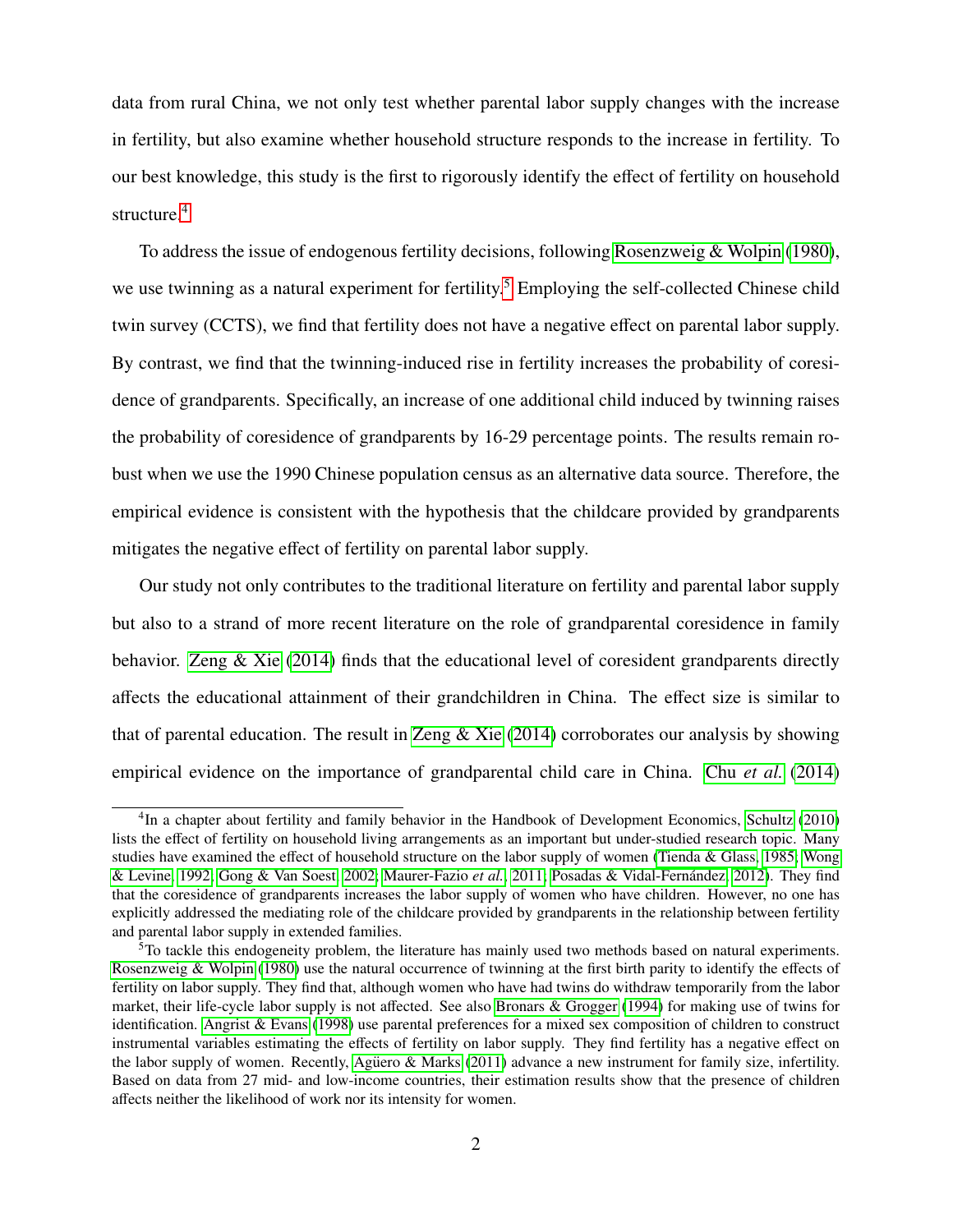data from rural China, we not only test whether parental labor supply changes with the increase in fertility, but also examine whether household structure responds to the increase in fertility. To our best knowledge, this study is the first to rigorously identify the effect of fertility on household structure.[4]

To address the issue of endogenous fertility decisions, following Rosenzweig & Wolpin (1980), we use twinning as a natural experiment for fertility.[5] Employing the self-collected Chinese child twin survey (CCTS), we find that fertility does not have a negative effect on parental labor supply. By contrast, we find that the twinning-induced rise in fertility increases the probability of coresidence of grandparents. Specifically, an increase of one additional child induced by twinning raises the probability of coresidence of grandparents by 16-29 percentage points. The results remain robust when we use the 1990 Chinese population census as an alternative data source. Therefore, the empirical evidence is consistent with the hypothesis that the childcare provided by grandparents mitigates the negative effect of fertility on parental labor supply.

Our study not only contributes to the traditional literature on fertility and parental labor supply but also to a strand of more recent literature on the role of grandparental coresidence in family behavior. Zeng & Xie (2014) finds that the educational level of coresident grandparents directly affects the educational attainment of their grandchildren in China. The effect size is similar to that of parental education. The result in Zeng & Xie (2014) corroborates our analysis by showing empirical evidence on the importance of grandparental child care in China. Chu *et al.* (2014)

---

[4] In a chapter about fertility and family behavior in the Handbook of Development Economics, Schultz (2010) lists the effect of fertility on household living arrangements as an important but under-studied research topic. Many studies have examined the effect of household structure on the labor supply of women (Tienda & Glass, 1985; Wong & Levine, 1992; Gong & Van Soest, 2002; Maurer-Fazio *et al.*, 2011; Posadas & Vidal-Fernández, 2012). They find that the coresidence of grandparents increases the labor supply of women who have children. However, no one has explicitly addressed the mediating role of the childcare provided by grandparents in the relationship between fertility and parental labor supply in extended families.

[5] To tackle this endogeneity problem, the literature has mainly used two methods based on natural experiments. Rosenzweig & Wolpin (1980) use the natural occurrence of twinning at the first birth parity to identify the effects of fertility on labor supply. They find that, although women who have had twins do withdraw temporarily from the labor market, their life-cycle labor supply is not affected. See also Bronars & Grogger (1994) for making use of twins for identification. Angrist & Evans (1998) use parental preferences for a mixed sex composition of children to construct instrumental variables estimating the effects of fertility on labor supply. They find fertility has a negative effect on the labor supply of women. Recently, Agüero & Marks (2011) advance a new instrument for family size, infertility. Based on data from 27 mid- and low-income countries, their estimation results show that the presence of children affects neither the likelihood of work nor its intensity for women.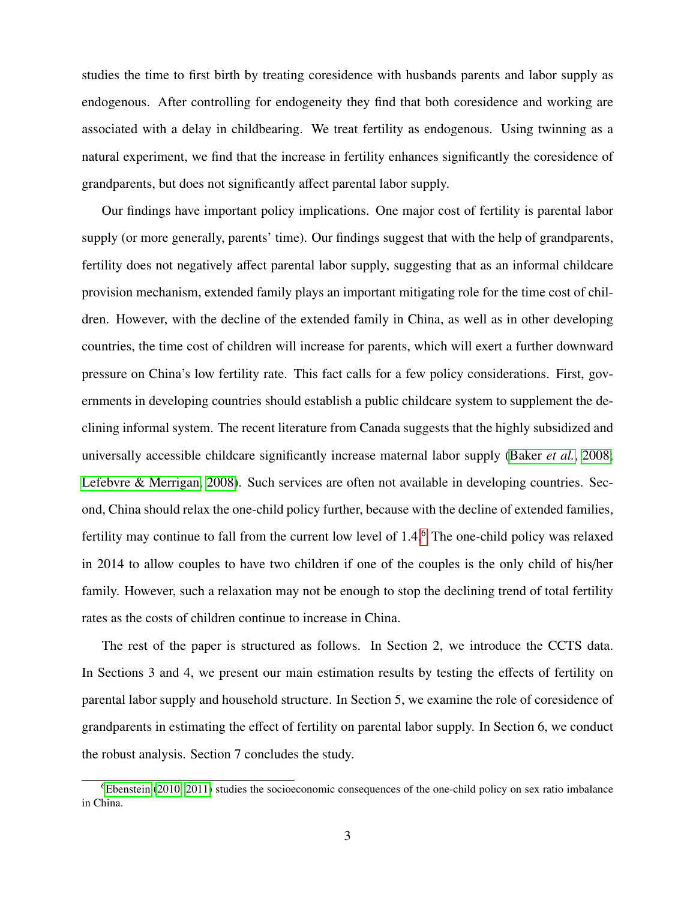studies the time to first birth by treating coresidence with husbands parents and labor supply as endogenous. After controlling for endogeneity they find that both coresidence and working are associated with a delay in childbearing. We treat fertility as endogenous. Using twinning as a natural experiment, we find that the increase in fertility enhances significantly the coresidence of grandparents, but does not significantly affect parental labor supply.

Our findings have important policy implications. One major cost of fertility is parental labor supply (or more generally, parents' time). Our findings suggest that with the help of grandparents, fertility does not negatively affect parental labor supply, suggesting that as an informal childcare provision mechanism, extended family plays an important mitigating role for the time cost of children. However, with the decline of the extended family in China, as well as in other developing countries, the time cost of children will increase for parents, which will exert a further downward pressure on China's low fertility rate. This fact calls for a few policy considerations. First, governments in developing countries should establish a public childcare system to supplement the declining informal system. The recent literature from Canada suggests that the highly subsidized and universally accessible childcare significantly increase maternal labor supply (Baker *et al.*, 2008; Lefebvre & Merrigan, 2008). Such services are often not available in developing countries. Second, China should relax the one-child policy further, because with the decline of extended families, fertility may continue to fall from the current low level of 1.4.[6] The one-child policy was relaxed in 2014 to allow couples to have two children if one of the couples is the only child of his/her family. However, such a relaxation may not be enough to stop the declining trend of total fertility rates as the costs of children continue to increase in China.

The rest of the paper is structured as follows. In Section 2, we introduce the CCTS data. In Sections 3 and 4, we present our main estimation results by testing the effects of fertility on parental labor supply and household structure. In Section 5, we examine the role of coresidence of grandparents in estimating the effect of fertility on parental labor supply. In Section 6, we conduct the robust analysis. Section 7 concludes the study.

[6] Ebenstein (2010, 2011) studies the socioeconomic consequences of the one-child policy on sex ratio imbalance in China.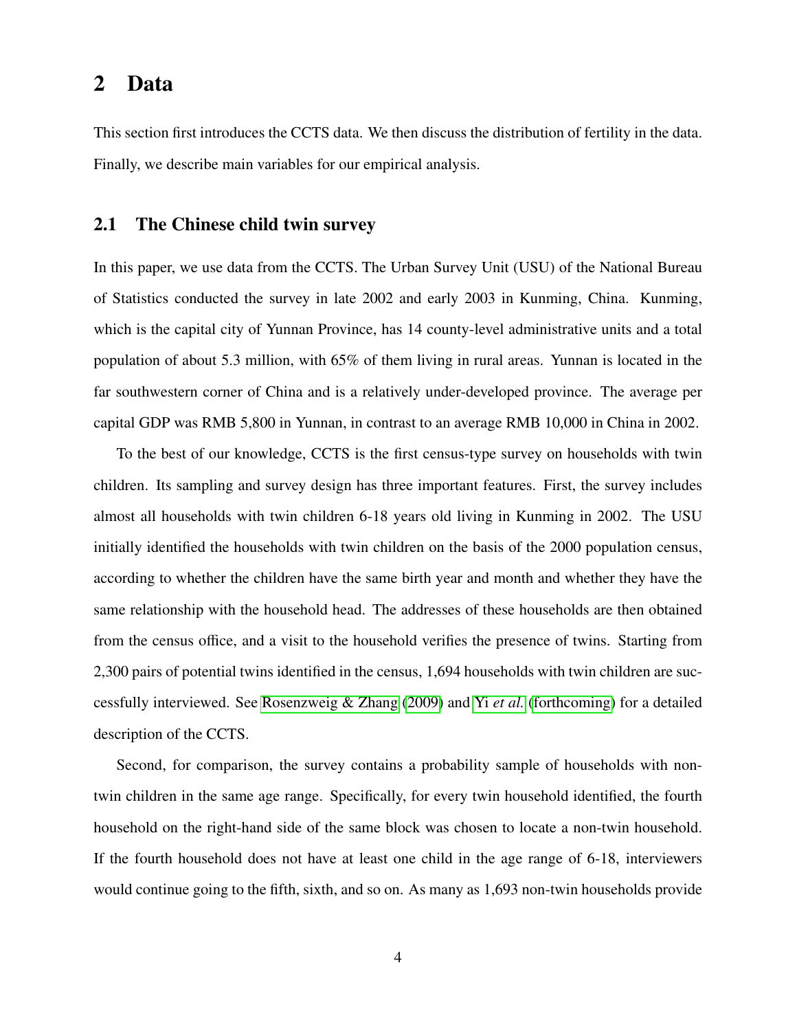# 2 Data

This section first introduces the CCTS data. We then discuss the distribution of fertility in the data. Finally, we describe main variables for our empirical analysis.

## 2.1 The Chinese child twin survey

In this paper, we use data from the CCTS. The Urban Survey Unit (USU) of the National Bureau of Statistics conducted the survey in late 2002 and early 2003 in Kunming, China. Kunming, which is the capital city of Yunnan Province, has 14 county-level administrative units and a total population of about 5.3 million, with 65% of them living in rural areas. Yunnan is located in the far southwestern corner of China and is a relatively under-developed province. The average per capital GDP was RMB 5,800 in Yunnan, in contrast to an average RMB 10,000 in China in 2002.

To the best of our knowledge, CCTS is the first census-type survey on households with twin children. Its sampling and survey design has three important features. First, the survey includes almost all households with twin children 6-18 years old living in Kunming in 2002. The USU initially identified the households with twin children on the basis of the 2000 population census, according to whether the children have the same birth year and month and whether they have the same relationship with the household head. The addresses of these households are then obtained from the census office, and a visit to the household verifies the presence of twins. Starting from 2,300 pairs of potential twins identified in the census, 1,694 households with twin children are successfully interviewed. See Rosenzweig & Zhang (2009) and Yi *et al.* (forthcoming) for a detailed description of the CCTS.

Second, for comparison, the survey contains a probability sample of households with non-twin children in the same age range. Specifically, for every twin household identified, the fourth household on the right-hand side of the same block was chosen to locate a non-twin household. If the fourth household does not have at least one child in the age range of 6-18, interviewers would continue going to the fifth, sixth, and so on. As many as 1,693 non-twin households provide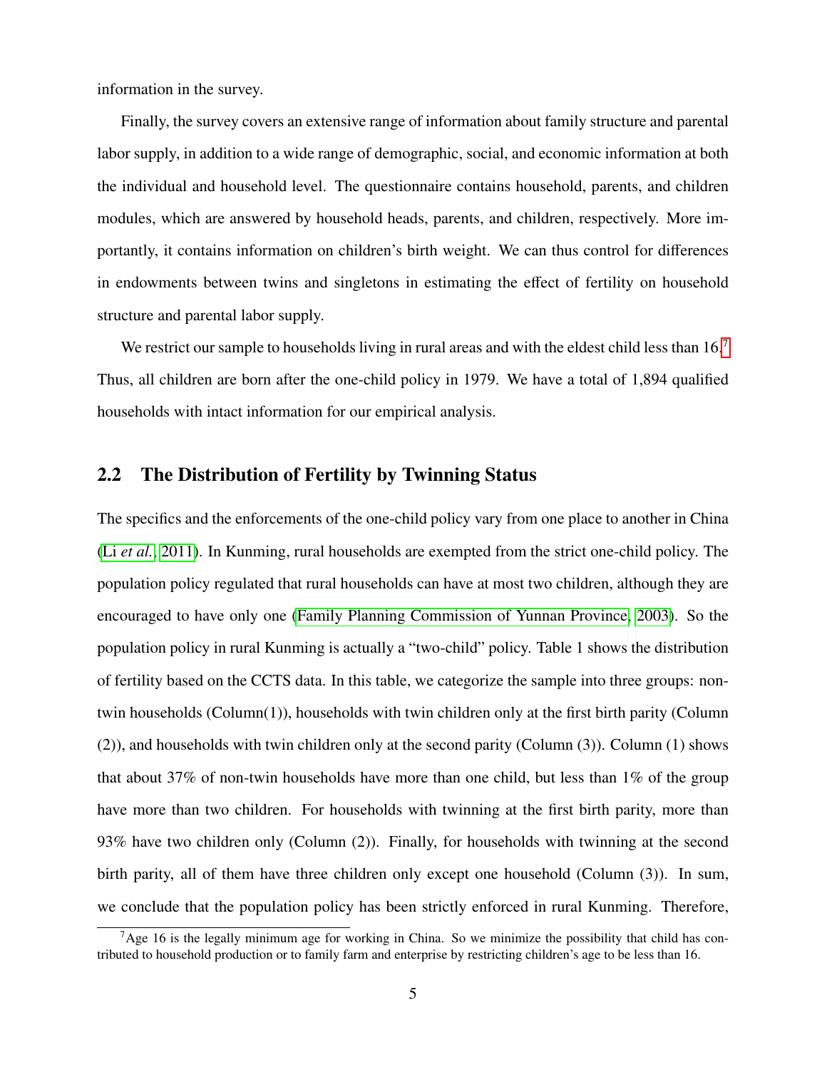information in the survey.

Finally, the survey covers an extensive range of information about family structure and parental labor supply, in addition to a wide range of demographic, social, and economic information at both the individual and household level. The questionnaire contains household, parents, and children modules, which are answered by household heads, parents, and children, respectively. More importantly, it contains information on children's birth weight. We can thus control for differences in endowments between twins and singletons in estimating the effect of fertility on household structure and parental labor supply.

We restrict our sample to households living in rural areas and with the eldest child less than 16.[7] Thus, all children are born after the one-child policy in 1979. We have a total of 1,894 qualified households with intact information for our empirical analysis.

## 2.2 The Distribution of Fertility by Twinning Status

The specifics and the enforcements of the one-child policy vary from one place to another in China (Li *et al.*, 2011). In Kunming, rural households are exempted from the strict one-child policy. The population policy regulated that rural households can have at most two children, although they are encouraged to have only one (Family Planning Commission of Yunnan Province, 2003). So the population policy in rural Kunming is actually a "two-child" policy. Table 1 shows the distribution of fertility based on the CCTS data. In this table, we categorize the sample into three groups: non-twin households (Column(1)), households with twin children only at the first birth parity (Column (2)), and households with twin children only at the second parity (Column (3)). Column (1) shows that about 37% of non-twin households have more than one child, but less than 1% of the group have more than two children. For households with twinning at the first birth parity, more than 93% have two children only (Column (2)). Finally, for households with twinning at the second birth parity, all of them have three children only except one household (Column (3)). In sum, we conclude that the population policy has been strictly enforced in rural Kunming. Therefore,

[7] Age 16 is the legally minimum age for working in China. So we minimize the possibility that child has contributed to household production or to family farm and enterprise by restricting children's age to be less than 16.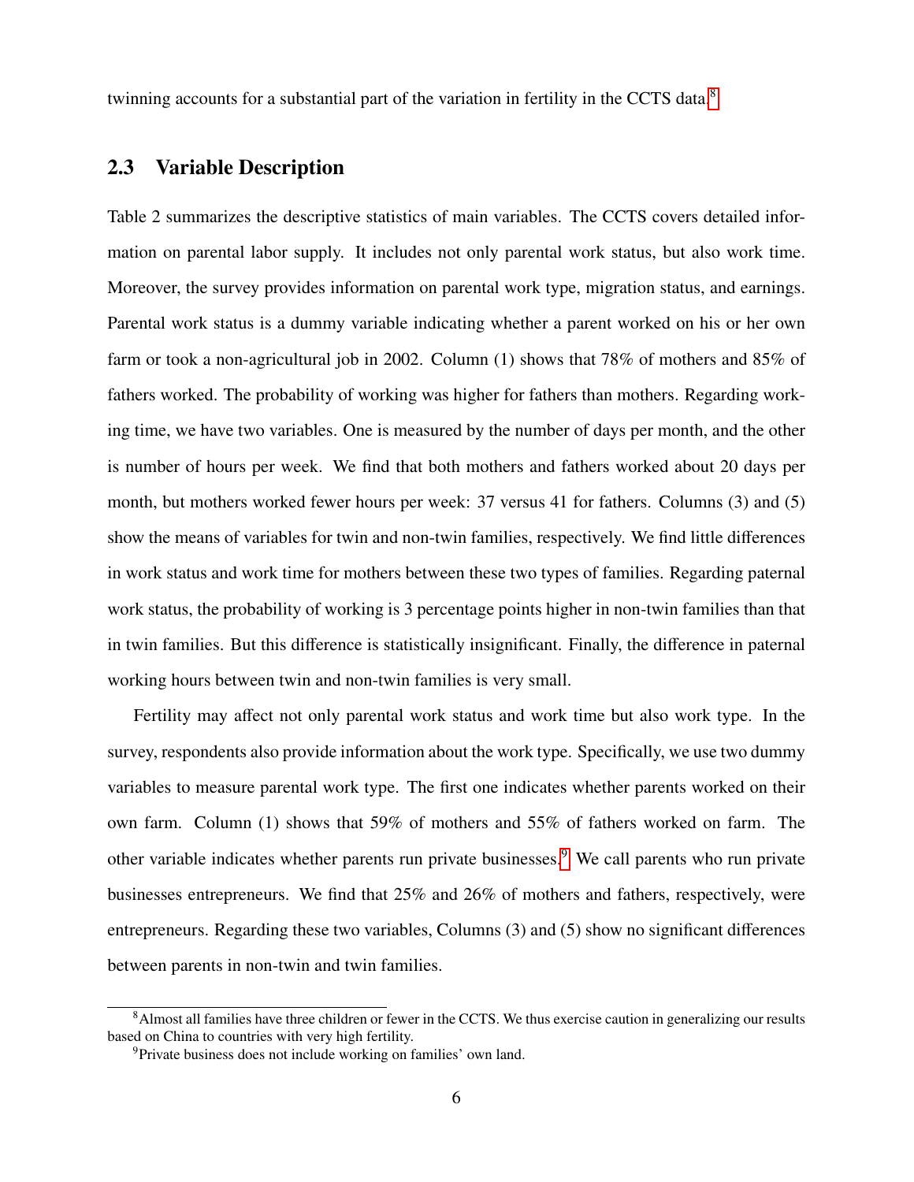twinning accounts for a substantial part of the variation in fertility in the CCTS data.[8]

## 2.3 Variable Description

Table 2 summarizes the descriptive statistics of main variables. The CCTS covers detailed information on parental labor supply. It includes not only parental work status, but also work time. Moreover, the survey provides information on parental work type, migration status, and earnings. Parental work status is a dummy variable indicating whether a parent worked on his or her own farm or took a non-agricultural job in 2002. Column (1) shows that 78% of mothers and 85% of fathers worked. The probability of working was higher for fathers than mothers. Regarding working time, we have two variables. One is measured by the number of days per month, and the other is number of hours per week. We find that both mothers and fathers worked about 20 days per month, but mothers worked fewer hours per week: 37 versus 41 for fathers. Columns (3) and (5) show the means of variables for twin and non-twin families, respectively. We find little differences in work status and work time for mothers between these two types of families. Regarding paternal work status, the probability of working is 3 percentage points higher in non-twin families than that in twin families. But this difference is statistically insignificant. Finally, the difference in paternal working hours between twin and non-twin families is very small.

Fertility may affect not only parental work status and work time but also work type. In the survey, respondents also provide information about the work type. Specifically, we use two dummy variables to measure parental work type. The first one indicates whether parents worked on their own farm. Column (1) shows that 59% of mothers and 55% of fathers worked on farm. The other variable indicates whether parents run private businesses.[9] We call parents who run private businesses entrepreneurs. We find that 25% and 26% of mothers and fathers, respectively, were entrepreneurs. Regarding these two variables, Columns (3) and (5) show no significant differences between parents in non-twin and twin families.

[8] Almost all families have three children or fewer in the CCTS. We thus exercise caution in generalizing our results based on China to countries with very high fertility.

[9] Private business does not include working on families' own land.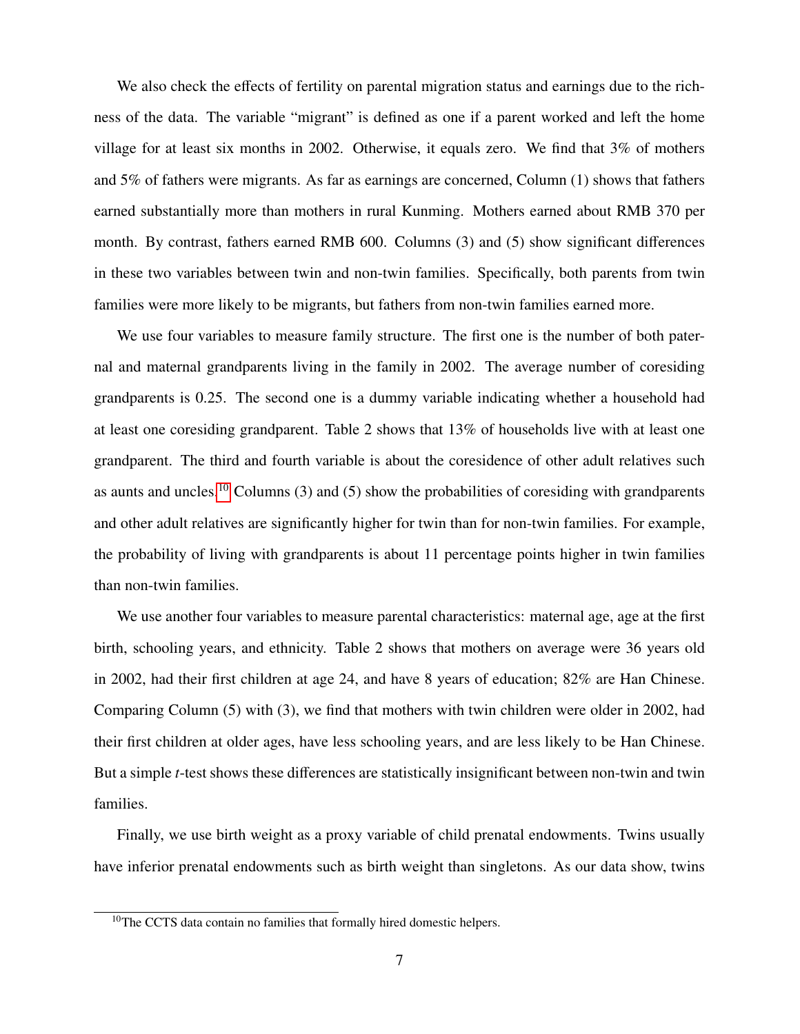We also check the effects of fertility on parental migration status and earnings due to the richness of the data. The variable "migrant" is defined as one if a parent worked and left the home village for at least six months in 2002. Otherwise, it equals zero. We find that 3% of mothers and 5% of fathers were migrants. As far as earnings are concerned, Column (1) shows that fathers earned substantially more than mothers in rural Kunming. Mothers earned about RMB 370 per month. By contrast, fathers earned RMB 600. Columns (3) and (5) show significant differences in these two variables between twin and non-twin families. Specifically, both parents from twin families were more likely to be migrants, but fathers from non-twin families earned more.

We use four variables to measure family structure. The first one is the number of both paternal and maternal grandparents living in the family in 2002. The average number of coresiding grandparents is 0.25. The second one is a dummy variable indicating whether a household had at least one coresiding grandparent. Table 2 shows that 13% of households live with at least one grandparent. The third and fourth variable is about the coresidence of other adult relatives such as aunts and uncles.[10] Columns (3) and (5) show the probabilities of coresiding with grandparents and other adult relatives are significantly higher for twin than for non-twin families. For example, the probability of living with grandparents is about 11 percentage points higher in twin families than non-twin families.

We use another four variables to measure parental characteristics: maternal age, age at the first birth, schooling years, and ethnicity. Table 2 shows that mothers on average were 36 years old in 2002, had their first children at age 24, and have 8 years of education; 82% are Han Chinese. Comparing Column (5) with (3), we find that mothers with twin children were older in 2002, had their first children at older ages, have less schooling years, and are less likely to be Han Chinese. But a simple *t*-test shows these differences are statistically insignificant between non-twin and twin families.

Finally, we use birth weight as a proxy variable of child prenatal endowments. Twins usually have inferior prenatal endowments such as birth weight than singletons. As our data show, twins

[10] The CCTS data contain no families that formally hired domestic helpers.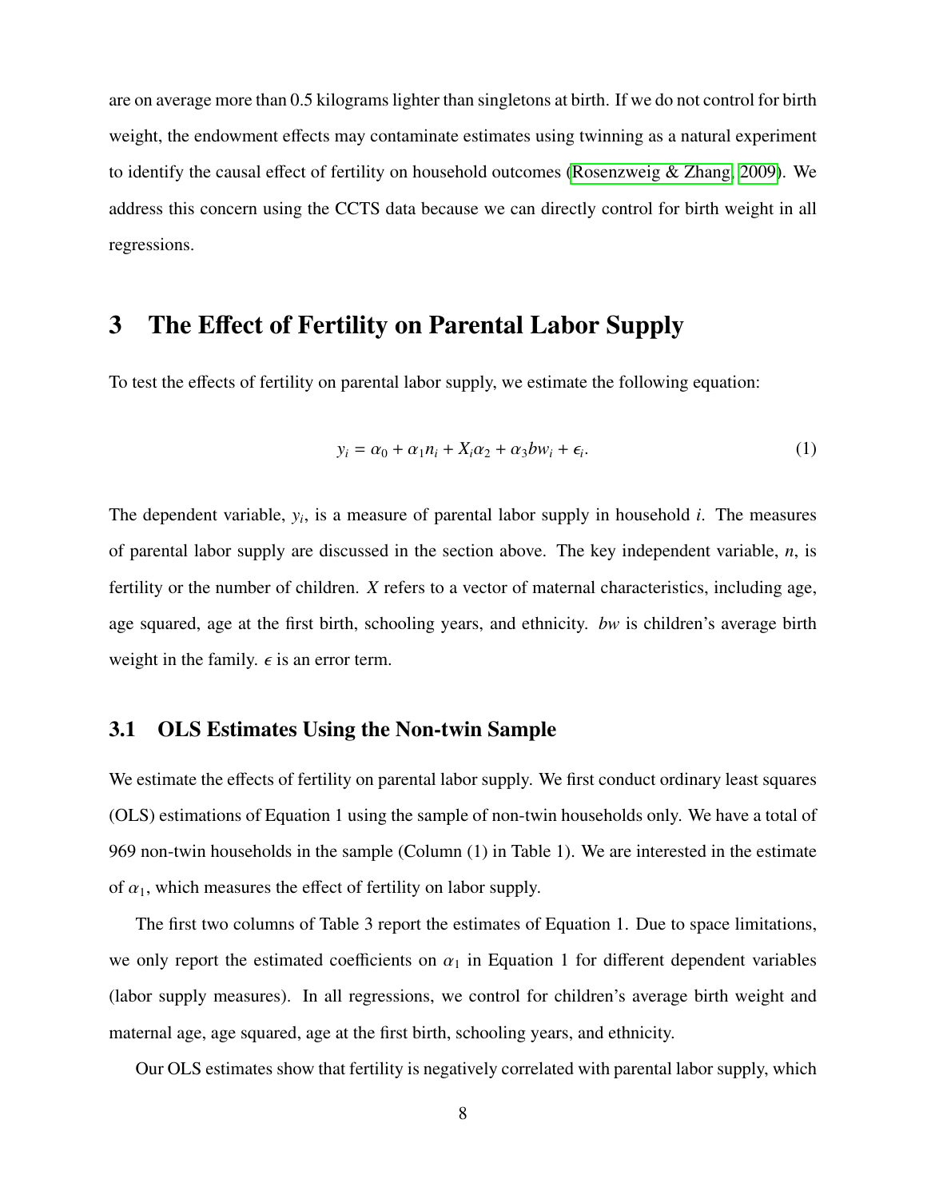are on average more than 0.5 kilograms lighter than singletons at birth. If we do not control for birth weight, the endowment effects may contaminate estimates using twinning as a natural experiment to identify the causal effect of fertility on household outcomes (Rosenzweig & Zhang, 2009). We address this concern using the CCTS data because we can directly control for birth weight in all regressions.

# 3 The Effect of Fertility on Parental Labor Supply

To test the effects of fertility on parental labor supply, we estimate the following equation:

$$y_i = \alpha_0 + \alpha_1 n_i + X_i \alpha_2 + \alpha_3 bw_i + \epsilon_i. \tag{1}$$

The dependent variable, $y_i$, is a measure of parental labor supply in household $i$. The measures of parental labor supply are discussed in the section above. The key independent variable, $n$, is fertility or the number of children. $X$ refers to a vector of maternal characteristics, including age, age squared, age at the first birth, schooling years, and ethnicity. $bw$ is children's average birth weight in the family. $\epsilon$ is an error term.

## 3.1 OLS Estimates Using the Non-twin Sample

We estimate the effects of fertility on parental labor supply. We first conduct ordinary least squares (OLS) estimations of Equation 1 using the sample of non-twin households only. We have a total of 969 non-twin households in the sample (Column (1) in Table 1). We are interested in the estimate of $\alpha_1$, which measures the effect of fertility on labor supply.

The first two columns of Table 3 report the estimates of Equation 1. Due to space limitations, we only report the estimated coefficients on $\alpha_1$ in Equation 1 for different dependent variables (labor supply measures). In all regressions, we control for children's average birth weight and maternal age, age squared, age at the first birth, schooling years, and ethnicity.

Our OLS estimates show that fertility is negatively correlated with parental labor supply, which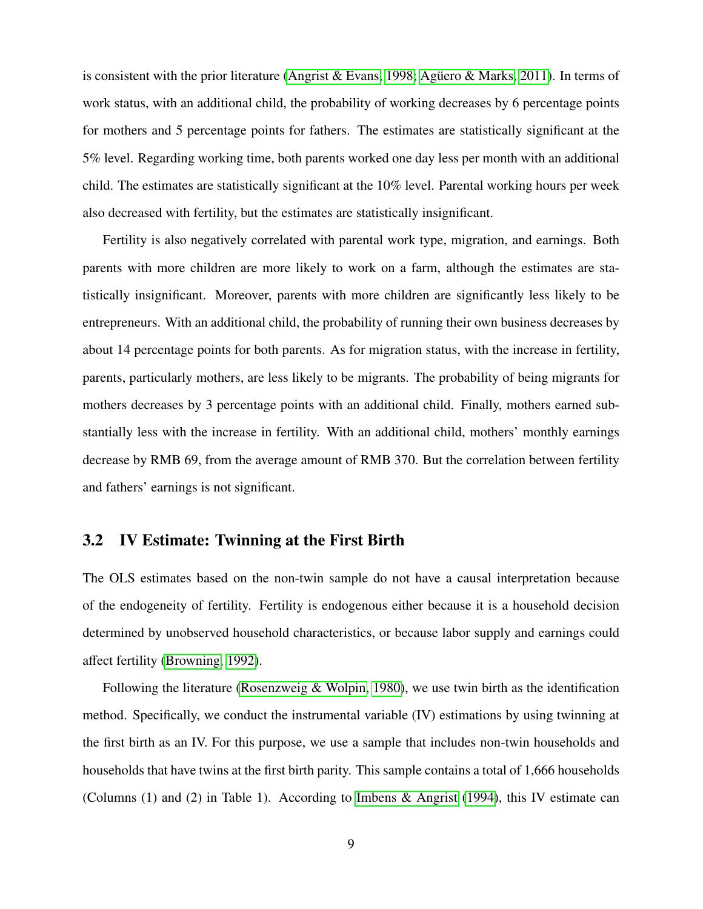is consistent with the prior literature (Angrist & Evans, 1998; Agüero & Marks, 2011). In terms of work status, with an additional child, the probability of working decreases by 6 percentage points for mothers and 5 percentage points for fathers. The estimates are statistically significant at the 5% level. Regarding working time, both parents worked one day less per month with an additional child. The estimates are statistically significant at the 10% level. Parental working hours per week also decreased with fertility, but the estimates are statistically insignificant.

Fertility is also negatively correlated with parental work type, migration, and earnings. Both parents with more children are more likely to work on a farm, although the estimates are statistically insignificant. Moreover, parents with more children are significantly less likely to be entrepreneurs. With an additional child, the probability of running their own business decreases by about 14 percentage points for both parents. As for migration status, with the increase in fertility, parents, particularly mothers, are less likely to be migrants. The probability of being migrants for mothers decreases by 3 percentage points with an additional child. Finally, mothers earned substantially less with the increase in fertility. With an additional child, mothers' monthly earnings decrease by RMB 69, from the average amount of RMB 370. But the correlation between fertility and fathers' earnings is not significant.

## 3.2 IV Estimate: Twinning at the First Birth

The OLS estimates based on the non-twin sample do not have a causal interpretation because of the endogeneity of fertility. Fertility is endogenous either because it is a household decision determined by unobserved household characteristics, or because labor supply and earnings could affect fertility (Browning, 1992).

Following the literature (Rosenzweig & Wolpin, 1980), we use twin birth as the identification method. Specifically, we conduct the instrumental variable (IV) estimations by using twinning at the first birth as an IV. For this purpose, we use a sample that includes non-twin households and households that have twins at the first birth parity. This sample contains a total of 1,666 households (Columns (1) and (2) in Table 1). According to Imbens & Angrist (1994), this IV estimate can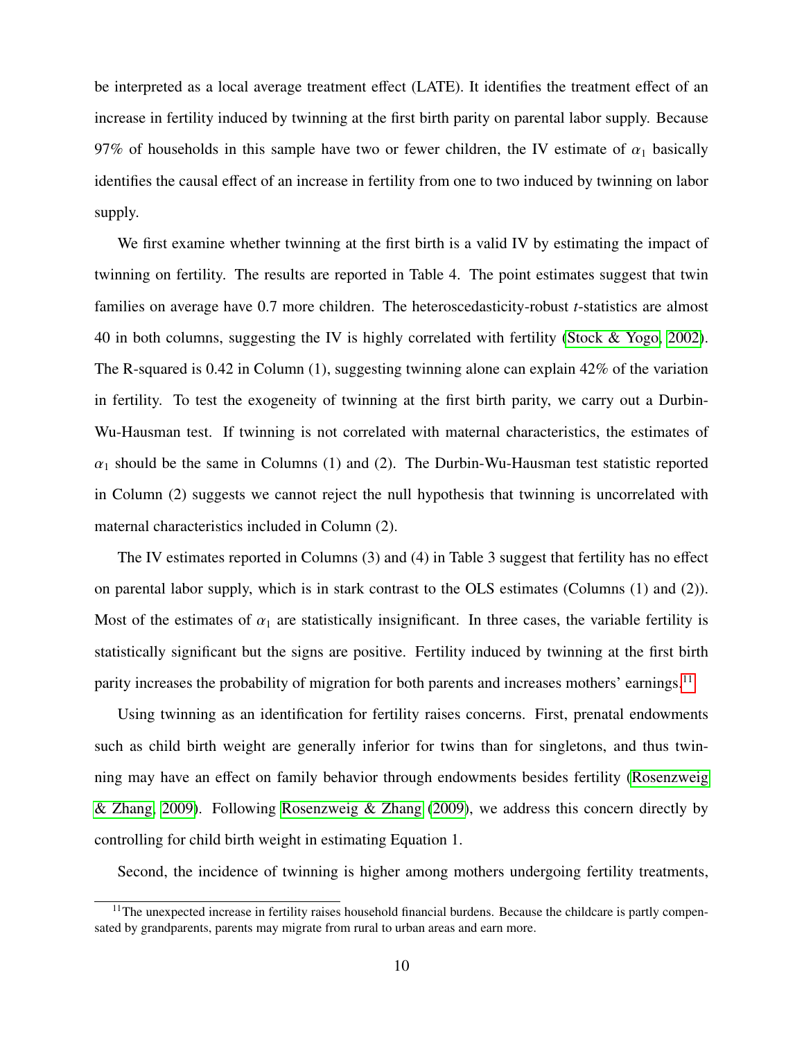be interpreted as a local average treatment effect (LATE). It identifies the treatment effect of an increase in fertility induced by twinning at the first birth parity on parental labor supply. Because 97% of households in this sample have two or fewer children, the IV estimate of $\alpha_1$ basically identifies the causal effect of an increase in fertility from one to two induced by twinning on labor supply.

We first examine whether twinning at the first birth is a valid IV by estimating the impact of twinning on fertility. The results are reported in Table 4. The point estimates suggest that twin families on average have 0.7 more children. The heteroscedasticity-robust *t*-statistics are almost 40 in both columns, suggesting the IV is highly correlated with fertility (Stock & Yogo, 2002). The R-squared is 0.42 in Column (1), suggesting twinning alone can explain 42% of the variation in fertility. To test the exogeneity of twinning at the first birth parity, we carry out a Durbin-Wu-Hausman test. If twinning is not correlated with maternal characteristics, the estimates of $\alpha_1$ should be the same in Columns (1) and (2). The Durbin-Wu-Hausman test statistic reported in Column (2) suggests we cannot reject the null hypothesis that twinning is uncorrelated with maternal characteristics included in Column (2).

The IV estimates reported in Columns (3) and (4) in Table 3 suggest that fertility has no effect on parental labor supply, which is in stark contrast to the OLS estimates (Columns (1) and (2)). Most of the estimates of $\alpha_1$ are statistically insignificant. In three cases, the variable fertility is statistically significant but the signs are positive. Fertility induced by twinning at the first birth parity increases the probability of migration for both parents and increases mothers' earnings.[11]

Using twinning as an identification for fertility raises concerns. First, prenatal endowments such as child birth weight are generally inferior for twins than for singletons, and thus twinning may have an effect on family behavior through endowments besides fertility (Rosenzweig & Zhang, 2009). Following Rosenzweig & Zhang (2009), we address this concern directly by controlling for child birth weight in estimating Equation 1.

Second, the incidence of twinning is higher among mothers undergoing fertility treatments,

[11] The unexpected increase in fertility raises household financial burdens. Because the childcare is partly compensated by grandparents, parents may migrate from rural to urban areas and earn more.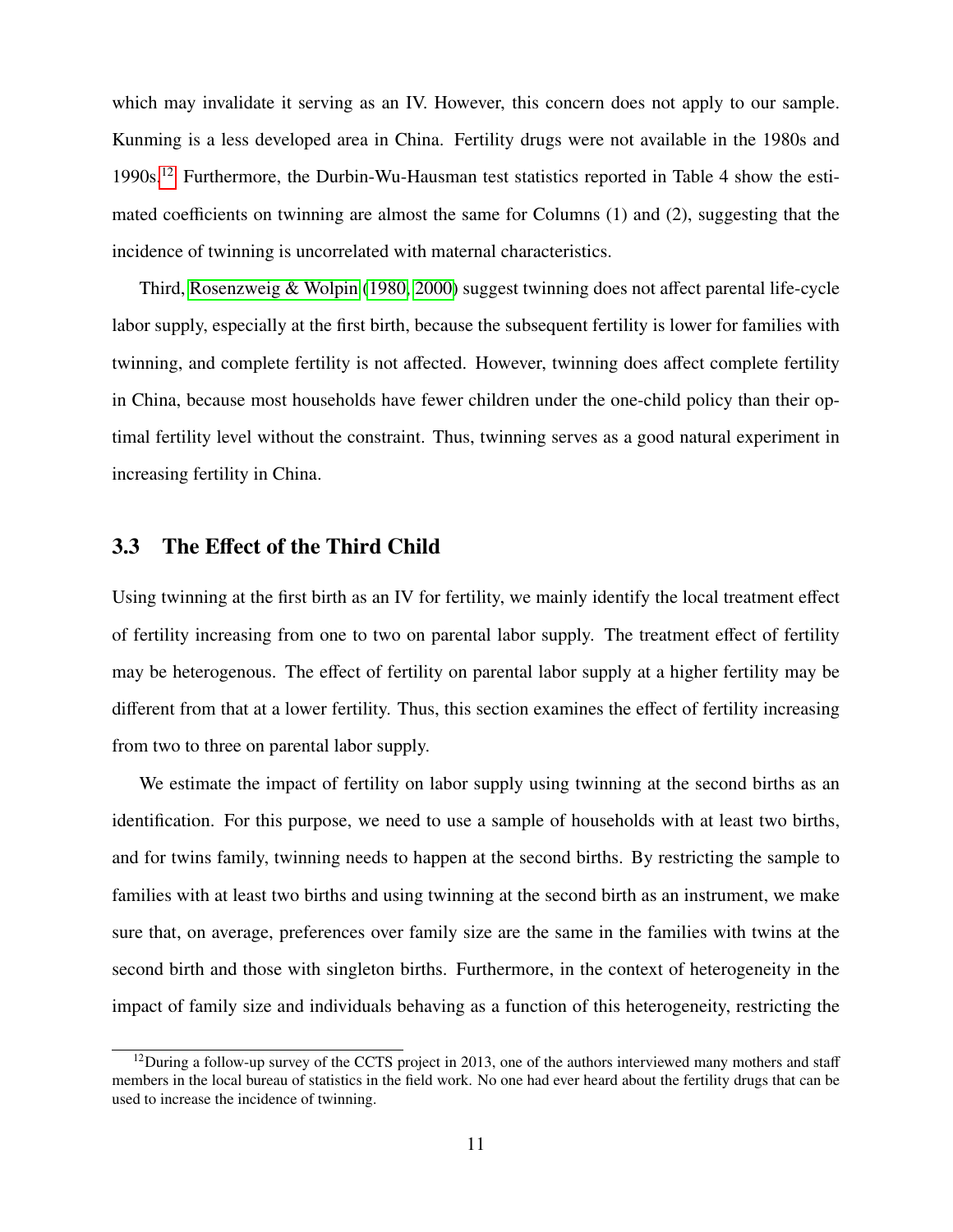which may invalidate it serving as an IV. However, this concern does not apply to our sample. Kunming is a less developed area in China. Fertility drugs were not available in the 1980s and 1990s.[12] Furthermore, the Durbin-Wu-Hausman test statistics reported in Table 4 show the estimated coefficients on twinning are almost the same for Columns (1) and (2), suggesting that the incidence of twinning is uncorrelated with maternal characteristics.

Third, Rosenzweig & Wolpin (1980, 2000) suggest twinning does not affect parental life-cycle labor supply, especially at the first birth, because the subsequent fertility is lower for families with twinning, and complete fertility is not affected. However, twinning does affect complete fertility in China, because most households have fewer children under the one-child policy than their optimal fertility level without the constraint. Thus, twinning serves as a good natural experiment in increasing fertility in China.

### 3.3 The Effect of the Third Child

Using twinning at the first birth as an IV for fertility, we mainly identify the local treatment effect of fertility increasing from one to two on parental labor supply. The treatment effect of fertility may be heterogenous. The effect of fertility on parental labor supply at a higher fertility may be different from that at a lower fertility. Thus, this section examines the effect of fertility increasing from two to three on parental labor supply.

We estimate the impact of fertility on labor supply using twinning at the second births as an identification. For this purpose, we need to use a sample of households with at least two births, and for twins family, twinning needs to happen at the second births. By restricting the sample to families with at least two births and using twinning at the second birth as an instrument, we make sure that, on average, preferences over family size are the same in the families with twins at the second birth and those with singleton births. Furthermore, in the context of heterogeneity in the impact of family size and individuals behaving as a function of this heterogeneity, restricting the

[12] During a follow-up survey of the CCTS project in 2013, one of the authors interviewed many mothers and staff members in the local bureau of statistics in the field work. No one had ever heard about the fertility drugs that can be used to increase the incidence of twinning.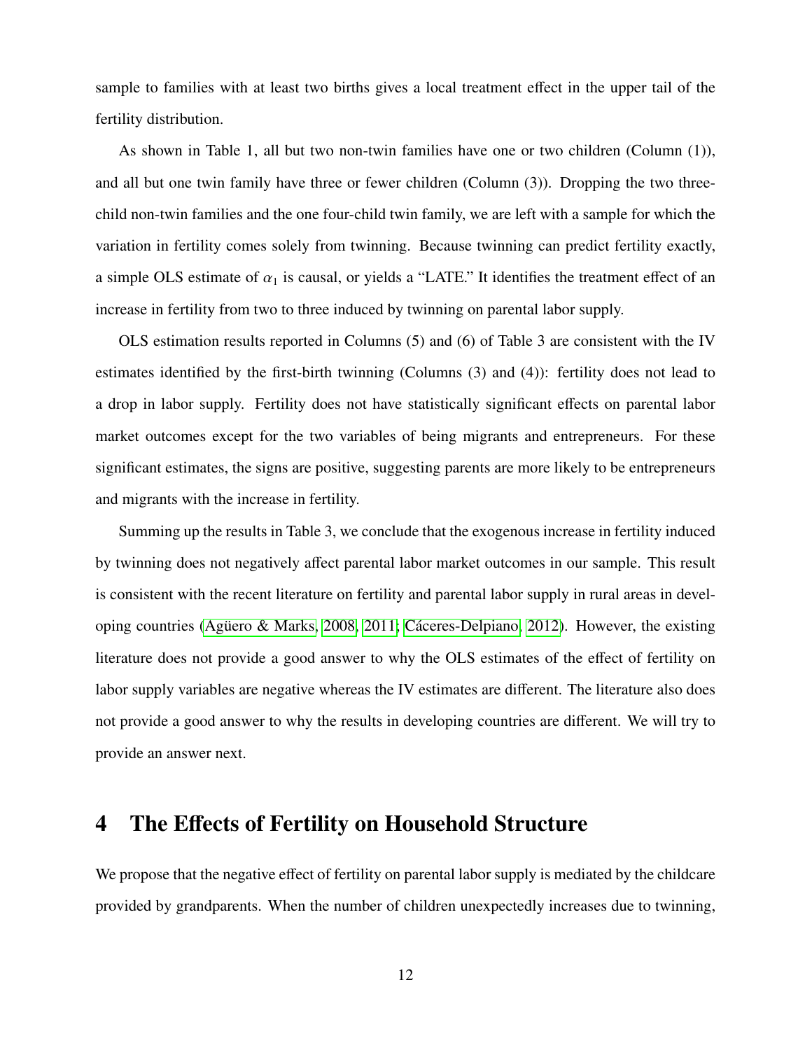sample to families with at least two births gives a local treatment effect in the upper tail of the fertility distribution.

As shown in Table 1, all but two non-twin families have one or two children (Column (1)), and all but one twin family have three or fewer children (Column (3)). Dropping the two three-child non-twin families and the one four-child twin family, we are left with a sample for which the variation in fertility comes solely from twinning. Because twinning can predict fertility exactly, a simple OLS estimate of $\alpha_1$ is causal, or yields a "LATE." It identifies the treatment effect of an increase in fertility from two to three induced by twinning on parental labor supply.

OLS estimation results reported in Columns (5) and (6) of Table 3 are consistent with the IV estimates identified by the first-birth twinning (Columns (3) and (4)): fertility does not lead to a drop in labor supply. Fertility does not have statistically significant effects on parental labor market outcomes except for the two variables of being migrants and entrepreneurs. For these significant estimates, the signs are positive, suggesting parents are more likely to be entrepreneurs and migrants with the increase in fertility.

Summing up the results in Table 3, we conclude that the exogenous increase in fertility induced by twinning does not negatively affect parental labor market outcomes in our sample. This result is consistent with the recent literature on fertility and parental labor supply in rural areas in developing countries (Agüero & Marks, 2008, 2011; Cáceres-Delpiano, 2012). However, the existing literature does not provide a good answer to why the OLS estimates of the effect of fertility on labor supply variables are negative whereas the IV estimates are different. The literature also does not provide a good answer to why the results in developing countries are different. We will try to provide an answer next.

# 4 The Effects of Fertility on Household Structure

We propose that the negative effect of fertility on parental labor supply is mediated by the childcare provided by grandparents. When the number of children unexpectedly increases due to twinning,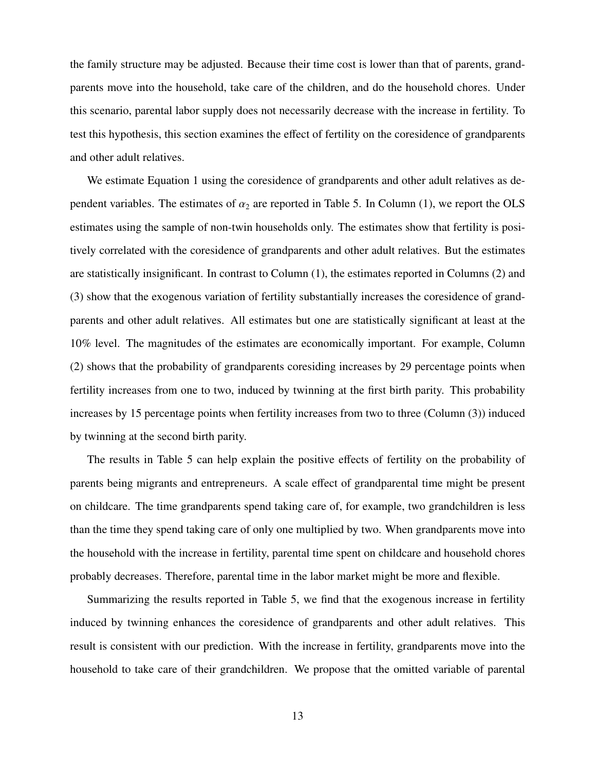the family structure may be adjusted. Because their time cost is lower than that of parents, grandparents move into the household, take care of the children, and do the household chores. Under this scenario, parental labor supply does not necessarily decrease with the increase in fertility. To test this hypothesis, this section examines the effect of fertility on the coresidence of grandparents and other adult relatives.

We estimate Equation 1 using the coresidence of grandparents and other adult relatives as dependent variables. The estimates of $\alpha_2$ are reported in Table 5. In Column (1), we report the OLS estimates using the sample of non-twin households only. The estimates show that fertility is positively correlated with the coresidence of grandparents and other adult relatives. But the estimates are statistically insignificant. In contrast to Column (1), the estimates reported in Columns (2) and (3) show that the exogenous variation of fertility substantially increases the coresidence of grandparents and other adult relatives. All estimates but one are statistically significant at least at the 10% level. The magnitudes of the estimates are economically important. For example, Column (2) shows that the probability of grandparents coresiding increases by 29 percentage points when fertility increases from one to two, induced by twinning at the first birth parity. This probability increases by 15 percentage points when fertility increases from two to three (Column (3)) induced by twinning at the second birth parity.

The results in Table 5 can help explain the positive effects of fertility on the probability of parents being migrants and entrepreneurs. A scale effect of grandparental time might be present on childcare. The time grandparents spend taking care of, for example, two grandchildren is less than the time they spend taking care of only one multiplied by two. When grandparents move into the household with the increase in fertility, parental time spent on childcare and household chores probably decreases. Therefore, parental time in the labor market might be more and flexible.

Summarizing the results reported in Table 5, we find that the exogenous increase in fertility induced by twinning enhances the coresidence of grandparents and other adult relatives. This result is consistent with our prediction. With the increase in fertility, grandparents move into the household to take care of their grandchildren. We propose that the omitted variable of parental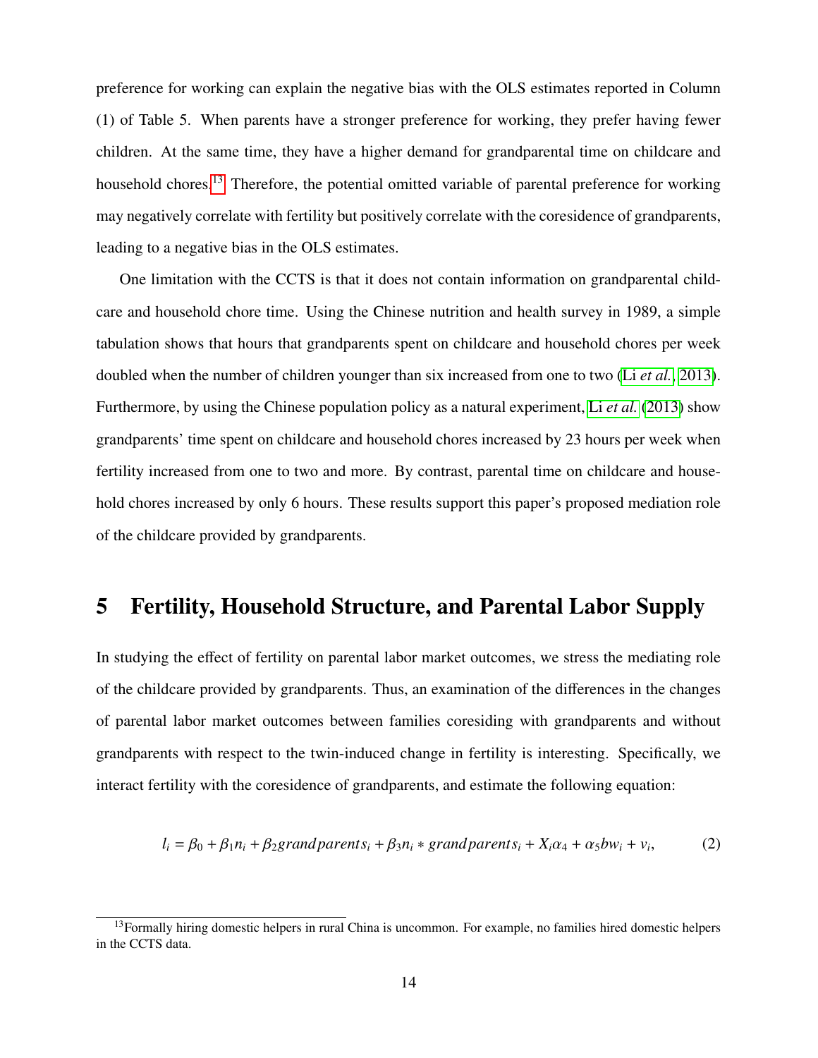preference for working can explain the negative bias with the OLS estimates reported in Column (1) of Table 5. When parents have a stronger preference for working, they prefer having fewer children. At the same time, they have a higher demand for grandparental time on childcare and household chores.[13] Therefore, the potential omitted variable of parental preference for working may negatively correlate with fertility but positively correlate with the coresidence of grandparents, leading to a negative bias in the OLS estimates.

One limitation with the CCTS is that it does not contain information on grandparental childcare and household chore time. Using the Chinese nutrition and health survey in 1989, a simple tabulation shows that hours that grandparents spent on childcare and household chores per week doubled when the number of children younger than six increased from one to two (Li *et al.*, 2013). Furthermore, by using the Chinese population policy as a natural experiment, Li *et al.* (2013) show grandparents' time spent on childcare and household chores increased by 23 hours per week when fertility increased from one to two and more. By contrast, parental time on childcare and household chores increased by only 6 hours. These results support this paper's proposed mediation role of the childcare provided by grandparents.

# 5 Fertility, Household Structure, and Parental Labor Supply

In studying the effect of fertility on parental labor market outcomes, we stress the mediating role of the childcare provided by grandparents. Thus, an examination of the differences in the changes of parental labor market outcomes between families coresiding with grandparents and without grandparents with respect to the twin-induced change in fertility is interesting. Specifically, we interact fertility with the coresidence of grandparents, and estimate the following equation:

$$l_i = \beta_0 + \beta_1 n_i + \beta_2 grandparents_i + \beta_3 n_i * grandparents_i + X_i\alpha_4 + \alpha_5 bw_i + v_i, \tag{2}$$

[13] Formally hiring domestic helpers in rural China is uncommon. For example, no families hired domestic helpers in the CCTS data.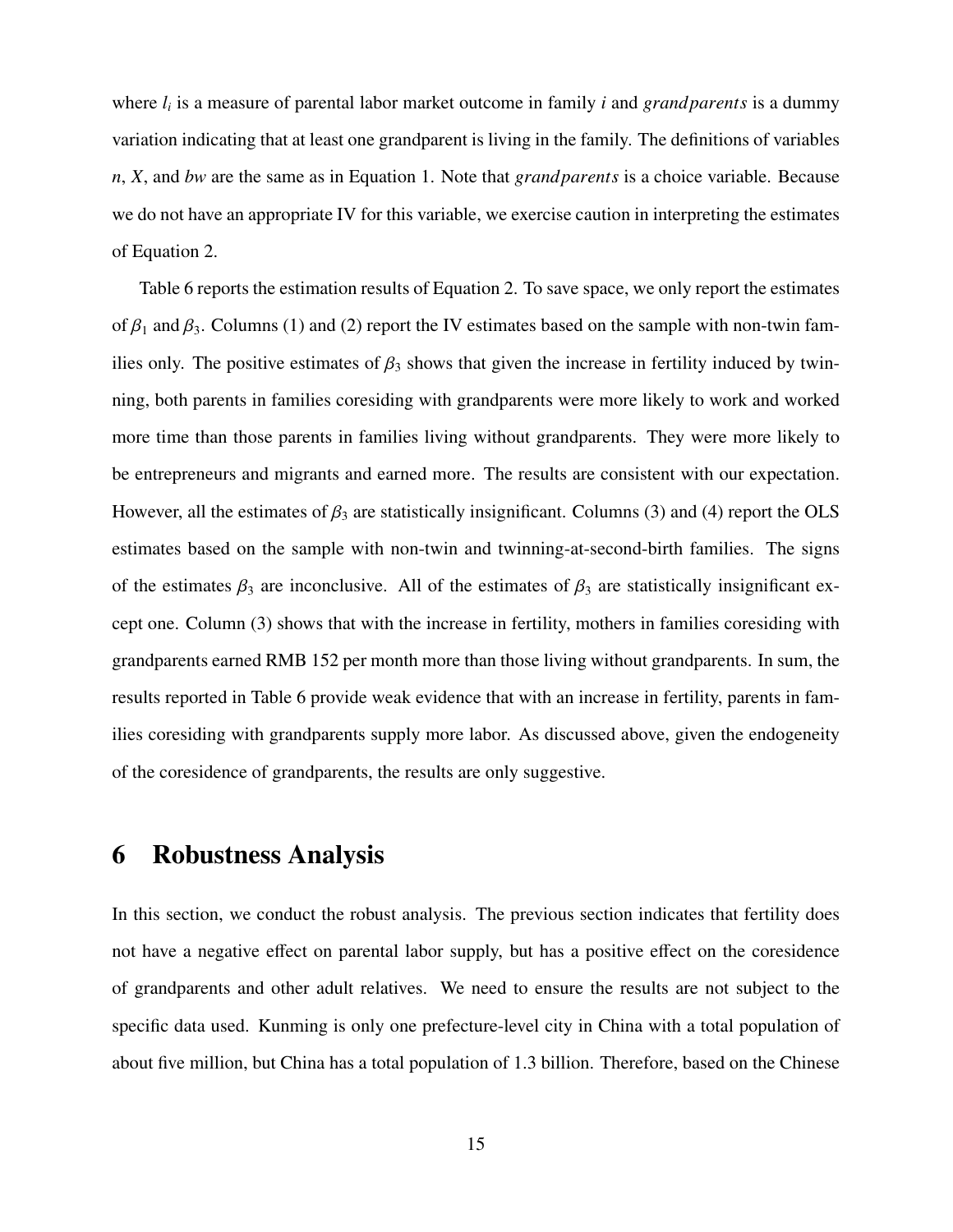where $l_i$ is a measure of parental labor market outcome in family $i$ and *grandparents* is a dummy variation indicating that at least one grandparent is living in the family. The definitions of variables $n$, $X$, and $bw$ are the same as in Equation 1. Note that *grandparents* is a choice variable. Because we do not have an appropriate IV for this variable, we exercise caution in interpreting the estimates of Equation 2.

Table 6 reports the estimation results of Equation 2. To save space, we only report the estimates of $\beta_1$ and $\beta_3$. Columns (1) and (2) report the IV estimates based on the sample with non-twin families only. The positive estimates of $\beta_3$ shows that given the increase in fertility induced by twinning, both parents in families coresiding with grandparents were more likely to work and worked more time than those parents in families living without grandparents. They were more likely to be entrepreneurs and migrants and earned more. The results are consistent with our expectation. However, all the estimates of $\beta_3$ are statistically insignificant. Columns (3) and (4) report the OLS estimates based on the sample with non-twin and twinning-at-second-birth families. The signs of the estimates $\beta_3$ are inconclusive. All of the estimates of $\beta_3$ are statistically insignificant except one. Column (3) shows that with the increase in fertility, mothers in families coresiding with grandparents earned RMB 152 per month more than those living without grandparents. In sum, the results reported in Table 6 provide weak evidence that with an increase in fertility, parents in families coresiding with grandparents supply more labor. As discussed above, given the endogeneity of the coresidence of grandparents, the results are only suggestive.

# 6 Robustness Analysis

In this section, we conduct the robust analysis. The previous section indicates that fertility does not have a negative effect on parental labor supply, but has a positive effect on the coresidence of grandparents and other adult relatives. We need to ensure the results are not subject to the specific data used. Kunming is only one prefecture-level city in China with a total population of about five million, but China has a total population of 1.3 billion. Therefore, based on the Chinese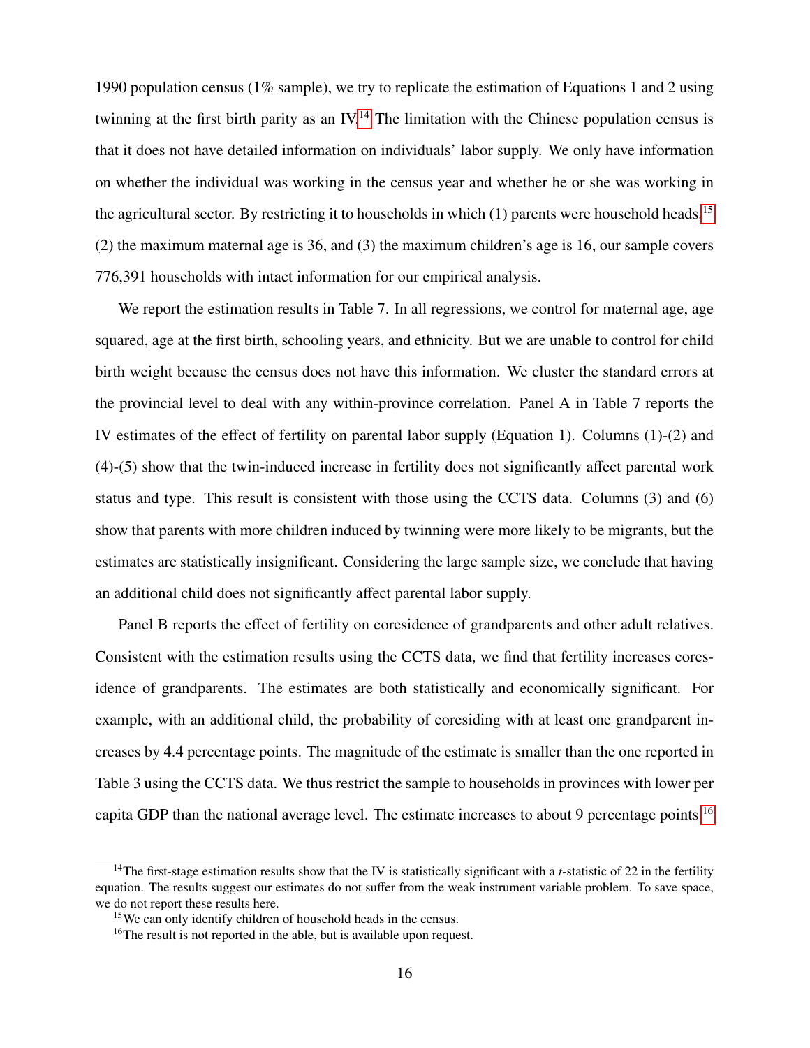1990 population census (1% sample), we try to replicate the estimation of Equations 1 and 2 using twinning at the first birth parity as an IV.[14] The limitation with the Chinese population census is that it does not have detailed information on individuals' labor supply. We only have information on whether the individual was working in the census year and whether he or she was working in the agricultural sector. By restricting it to households in which (1) parents were household heads,[15] (2) the maximum maternal age is 36, and (3) the maximum children's age is 16, our sample covers 776,391 households with intact information for our empirical analysis.

We report the estimation results in Table 7. In all regressions, we control for maternal age, age squared, age at the first birth, schooling years, and ethnicity. But we are unable to control for child birth weight because the census does not have this information. We cluster the standard errors at the provincial level to deal with any within-province correlation. Panel A in Table 7 reports the IV estimates of the effect of fertility on parental labor supply (Equation 1). Columns (1)-(2) and (4)-(5) show that the twin-induced increase in fertility does not significantly affect parental work status and type. This result is consistent with those using the CCTS data. Columns (3) and (6) show that parents with more children induced by twinning were more likely to be migrants, but the estimates are statistically insignificant. Considering the large sample size, we conclude that having an additional child does not significantly affect parental labor supply.

Panel B reports the effect of fertility on coresidence of grandparents and other adult relatives. Consistent with the estimation results using the CCTS data, we find that fertility increases coresidence of grandparents. The estimates are both statistically and economically significant. For example, with an additional child, the probability of coresiding with at least one grandparent increases by 4.4 percentage points. The magnitude of the estimate is smaller than the one reported in Table 3 using the CCTS data. We thus restrict the sample to households in provinces with lower per capita GDP than the national average level. The estimate increases to about 9 percentage points.[16]

[14] The first-stage estimation results show that the IV is statistically significant with a $t$-statistic of 22 in the fertility equation. The results suggest our estimates do not suffer from the weak instrument variable problem. To save space, we do not report these results here.

[15] We can only identify children of household heads in the census.

[16] The result is not reported in the able, but is available upon request.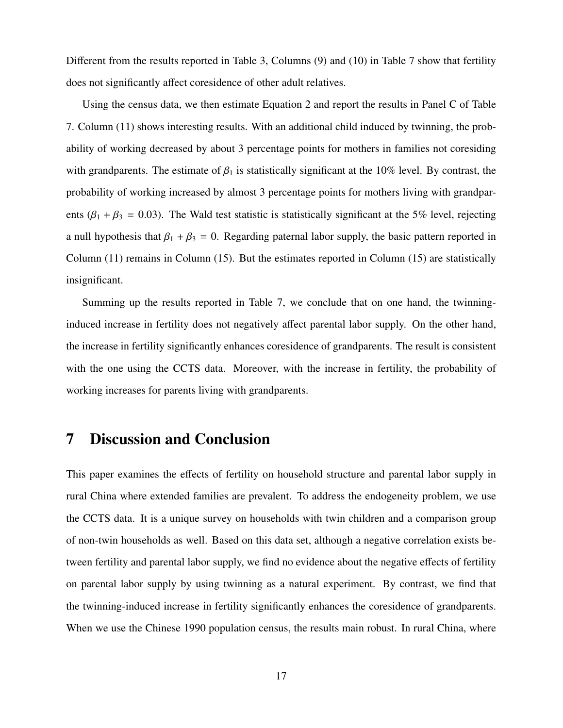Different from the results reported in Table 3, Columns (9) and (10) in Table 7 show that fertility does not significantly affect coresidence of other adult relatives.

Using the census data, we then estimate Equation 2 and report the results in Panel C of Table 7. Column (11) shows interesting results. With an additional child induced by twinning, the probability of working decreased by about 3 percentage points for mothers in families not coresiding with grandparents. The estimate of $\beta_1$ is statistically significant at the 10% level. By contrast, the probability of working increased by almost 3 percentage points for mothers living with grandparents ($\beta_1 + \beta_3 = 0.03$). The Wald test statistic is statistically significant at the 5% level, rejecting a null hypothesis that $\beta_1 + \beta_3 = 0$. Regarding paternal labor supply, the basic pattern reported in Column (11) remains in Column (15). But the estimates reported in Column (15) are statistically insignificant.

Summing up the results reported in Table 7, we conclude that on one hand, the twinning-induced increase in fertility does not negatively affect parental labor supply. On the other hand, the increase in fertility significantly enhances coresidence of grandparents. The result is consistent with the one using the CCTS data. Moreover, with the increase in fertility, the probability of working increases for parents living with grandparents.

# 7 Discussion and Conclusion

This paper examines the effects of fertility on household structure and parental labor supply in rural China where extended families are prevalent. To address the endogeneity problem, we use the CCTS data. It is a unique survey on households with twin children and a comparison group of non-twin households as well. Based on this data set, although a negative correlation exists between fertility and parental labor supply, we find no evidence about the negative effects of fertility on parental labor supply by using twinning as a natural experiment. By contrast, we find that the twinning-induced increase in fertility significantly enhances the coresidence of grandparents. When we use the Chinese 1990 population census, the results main robust. In rural China, where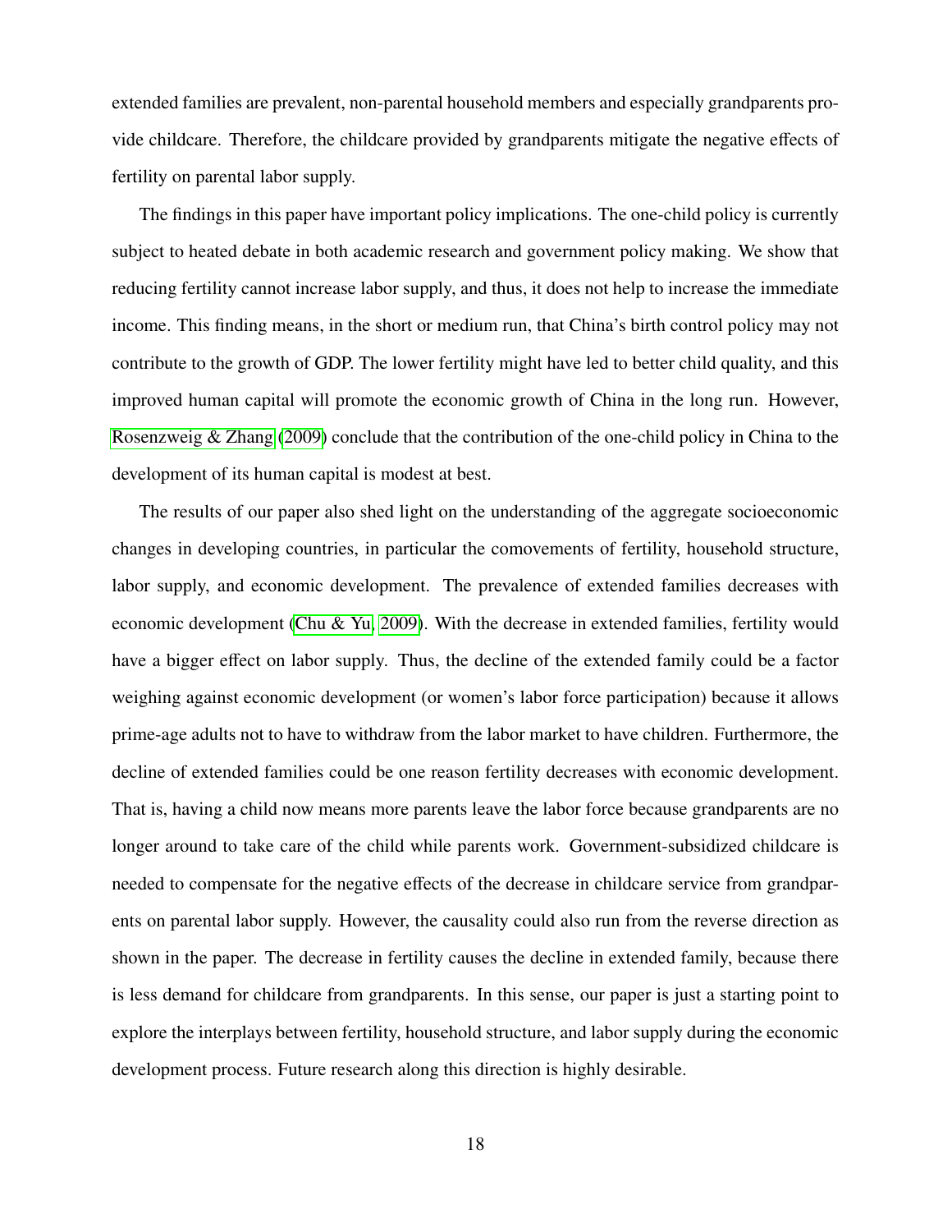extended families are prevalent, non-parental household members and especially grandparents provide childcare. Therefore, the childcare provided by grandparents mitigate the negative effects of fertility on parental labor supply.

The findings in this paper have important policy implications. The one-child policy is currently subject to heated debate in both academic research and government policy making. We show that reducing fertility cannot increase labor supply, and thus, it does not help to increase the immediate income. This finding means, in the short or medium run, that China's birth control policy may not contribute to the growth of GDP. The lower fertility might have led to better child quality, and this improved human capital will promote the economic growth of China in the long run. However, Rosenzweig & Zhang (2009) conclude that the contribution of the one-child policy in China to the development of its human capital is modest at best.

The results of our paper also shed light on the understanding of the aggregate socioeconomic changes in developing countries, in particular the comovements of fertility, household structure, labor supply, and economic development. The prevalence of extended families decreases with economic development (Chu & Yu, 2009). With the decrease in extended families, fertility would have a bigger effect on labor supply. Thus, the decline of the extended family could be a factor weighing against economic development (or women's labor force participation) because it allows prime-age adults not to have to withdraw from the labor market to have children. Furthermore, the decline of extended families could be one reason fertility decreases with economic development. That is, having a child now means more parents leave the labor force because grandparents are no longer around to take care of the child while parents work. Government-subsidized childcare is needed to compensate for the negative effects of the decrease in childcare service from grandparents on parental labor supply. However, the causality could also run from the reverse direction as shown in the paper. The decrease in fertility causes the decline in extended family, because there is less demand for childcare from grandparents. In this sense, our paper is just a starting point to explore the interplays between fertility, household structure, and labor supply during the economic development process. Future research along this direction is highly desirable.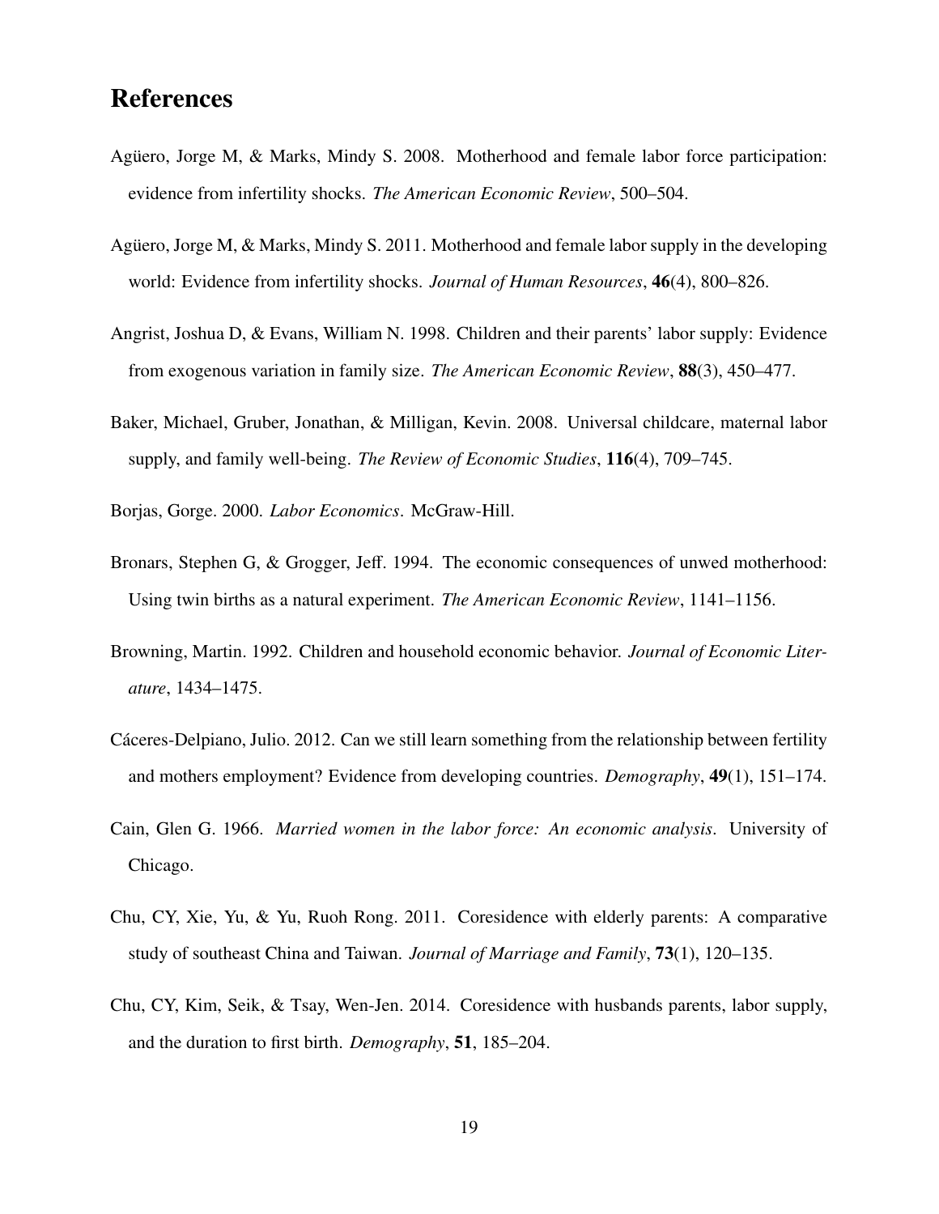# References

Agüero, Jorge M, & Marks, Mindy S. 2008. Motherhood and female labor force participation: evidence from infertility shocks. *The American Economic Review*, 500–504.

Agüero, Jorge M, & Marks, Mindy S. 2011. Motherhood and female labor supply in the developing world: Evidence from infertility shocks. *Journal of Human Resources*, **46**(4), 800–826.

Angrist, Joshua D, & Evans, William N. 1998. Children and their parents' labor supply: Evidence from exogenous variation in family size. *The American Economic Review*, **88**(3), 450–477.

Baker, Michael, Gruber, Jonathan, & Milligan, Kevin. 2008. Universal childcare, maternal labor supply, and family well-being. *The Review of Economic Studies*, **116**(4), 709–745.

Borjas, Gorge. 2000. *Labor Economics*. McGraw-Hill.

Bronars, Stephen G, & Grogger, Jeff. 1994. The economic consequences of unwed motherhood: Using twin births as a natural experiment. *The American Economic Review*, 1141–1156.

Browning, Martin. 1992. Children and household economic behavior. *Journal of Economic Literature*, 1434–1475.

Cáceres-Delpiano, Julio. 2012. Can we still learn something from the relationship between fertility and mothers employment? Evidence from developing countries. *Demography*, **49**(1), 151–174.

Cain, Glen G. 1966. *Married women in the labor force: An economic analysis*. University of Chicago.

Chu, CY, Xie, Yu, & Yu, Ruoh Rong. 2011. Coresidence with elderly parents: A comparative study of southeast China and Taiwan. *Journal of Marriage and Family*, **73**(1), 120–135.

Chu, CY, Kim, Seik, & Tsay, Wen-Jen. 2014. Coresidence with husbands parents, labor supply, and the duration to first birth. *Demography*, **51**, 185–204.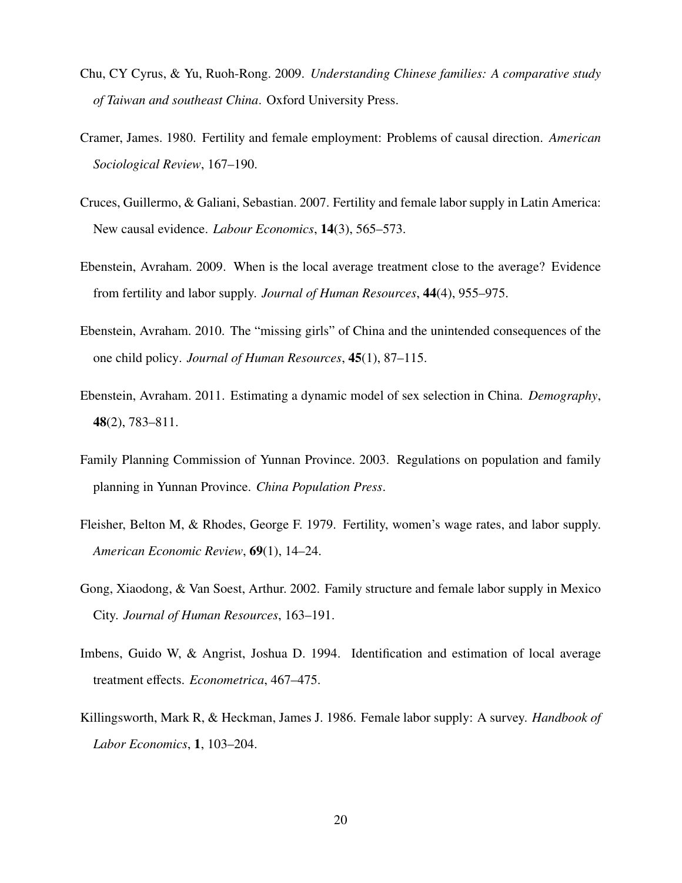Chu, CY Cyrus, & Yu, Ruoh-Rong. 2009. *Understanding Chinese families: A comparative study of Taiwan and southeast China*. Oxford University Press.

Cramer, James. 1980. Fertility and female employment: Problems of causal direction. *American Sociological Review*, 167–190.

Cruces, Guillermo, & Galiani, Sebastian. 2007. Fertility and female labor supply in Latin America: New causal evidence. *Labour Economics*, **14**(3), 565–573.

Ebenstein, Avraham. 2009. When is the local average treatment close to the average? Evidence from fertility and labor supply. *Journal of Human Resources*, **44**(4), 955–975.

Ebenstein, Avraham. 2010. The "missing girls" of China and the unintended consequences of the one child policy. *Journal of Human Resources*, **45**(1), 87–115.

Ebenstein, Avraham. 2011. Estimating a dynamic model of sex selection in China. *Demography*, **48**(2), 783–811.

Family Planning Commission of Yunnan Province. 2003. Regulations on population and family planning in Yunnan Province. *China Population Press*.

Fleisher, Belton M, & Rhodes, George F. 1979. Fertility, women's wage rates, and labor supply. *American Economic Review*, **69**(1), 14–24.

Gong, Xiaodong, & Van Soest, Arthur. 2002. Family structure and female labor supply in Mexico City. *Journal of Human Resources*, 163–191.

Imbens, Guido W, & Angrist, Joshua D. 1994. Identification and estimation of local average treatment effects. *Econometrica*, 467–475.

Killingsworth, Mark R, & Heckman, James J. 1986. Female labor supply: A survey. *Handbook of Labor Economics*, **1**, 103–204.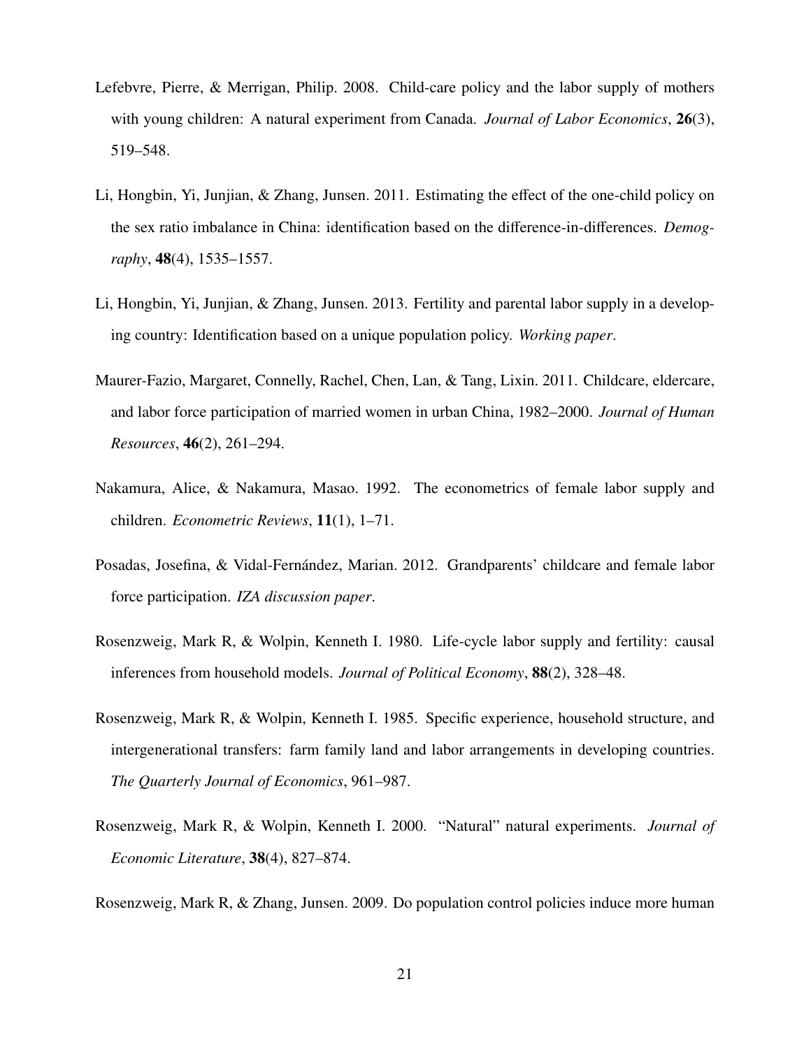Lefebvre, Pierre, & Merrigan, Philip. 2008. Child-care policy and the labor supply of mothers with young children: A natural experiment from Canada. *Journal of Labor Economics*, **26**(3), 519–548.

Li, Hongbin, Yi, Junjian, & Zhang, Junsen. 2011. Estimating the effect of the one-child policy on the sex ratio imbalance in China: identification based on the difference-in-differences. *Demography*, **48**(4), 1535–1557.

Li, Hongbin, Yi, Junjian, & Zhang, Junsen. 2013. Fertility and parental labor supply in a developing country: Identification based on a unique population policy. *Working paper*.

Maurer-Fazio, Margaret, Connelly, Rachel, Chen, Lan, & Tang, Lixin. 2011. Childcare, eldercare, and labor force participation of married women in urban China, 1982–2000. *Journal of Human Resources*, **46**(2), 261–294.

Nakamura, Alice, & Nakamura, Masao. 1992. The econometrics of female labor supply and children. *Econometric Reviews*, **11**(1), 1–71.

Posadas, Josefina, & Vidal-Fernández, Marian. 2012. Grandparents' childcare and female labor force participation. *IZA discussion paper*.

Rosenzweig, Mark R, & Wolpin, Kenneth I. 1980. Life-cycle labor supply and fertility: causal inferences from household models. *Journal of Political Economy*, **88**(2), 328–48.

Rosenzweig, Mark R, & Wolpin, Kenneth I. 1985. Specific experience, household structure, and intergenerational transfers: farm family land and labor arrangements in developing countries. *The Quarterly Journal of Economics*, 961–987.

Rosenzweig, Mark R, & Wolpin, Kenneth I. 2000. "Natural" natural experiments. *Journal of Economic Literature*, **38**(4), 827–874.

Rosenzweig, Mark R, & Zhang, Junsen. 2009. Do population control policies induce more human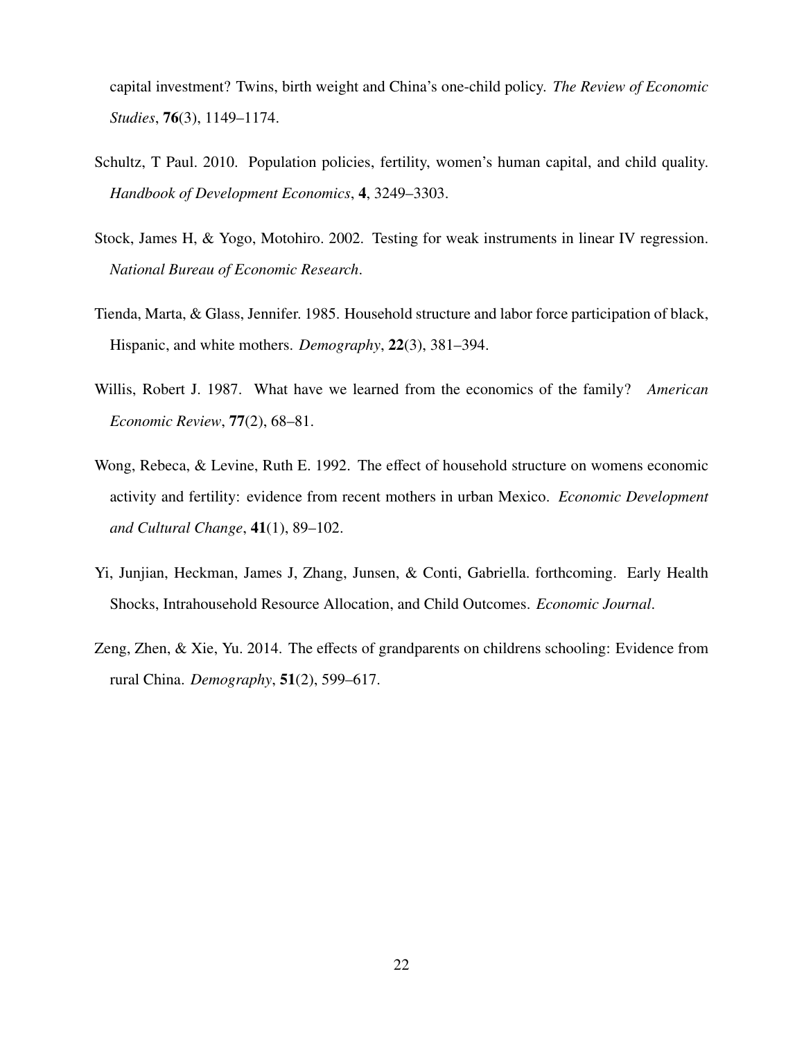capital investment? Twins, birth weight and China's one-child policy. *The Review of Economic Studies*, **76**(3), 1149–1174.

Schultz, T Paul. 2010. Population policies, fertility, women's human capital, and child quality. *Handbook of Development Economics*, **4**, 3249–3303.

Stock, James H, & Yogo, Motohiro. 2002. Testing for weak instruments in linear IV regression. *National Bureau of Economic Research*.

Tienda, Marta, & Glass, Jennifer. 1985. Household structure and labor force participation of black, Hispanic, and white mothers. *Demography*, **22**(3), 381–394.

Willis, Robert J. 1987. What have we learned from the economics of the family? *American Economic Review*, **77**(2), 68–81.

Wong, Rebeca, & Levine, Ruth E. 1992. The effect of household structure on womens economic activity and fertility: evidence from recent mothers in urban Mexico. *Economic Development and Cultural Change*, **41**(1), 89–102.

Yi, Junjian, Heckman, James J, Zhang, Junsen, & Conti, Gabriella. forthcoming. Early Health Shocks, Intrahousehold Resource Allocation, and Child Outcomes. *Economic Journal*.

Zeng, Zhen, & Xie, Yu. 2014. The effects of grandparents on childrens schooling: Evidence from rural China. *Demography*, **51**(2), 599–617.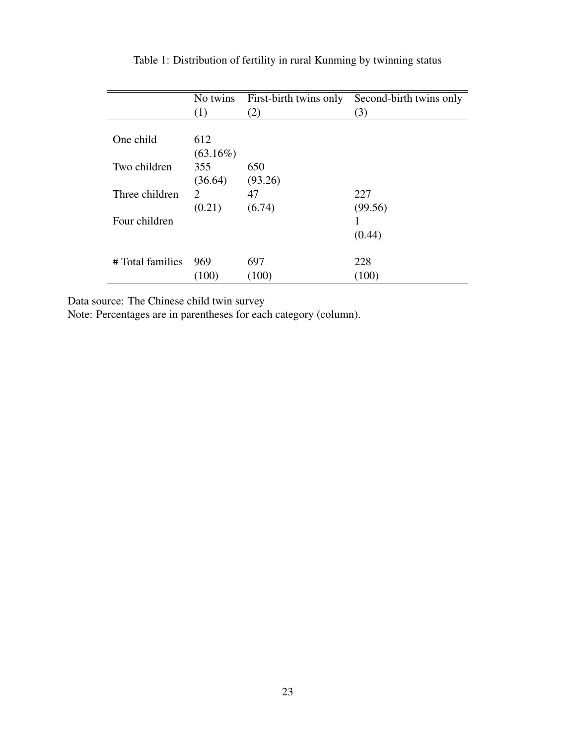Table 1: Distribution of fertility in rural Kunming by twinning status

| | No twins (1) | First-birth twins only (2) | Second-birth twins only (3) |
|---|---|---|---|
| One child | 612 (63.16%) | | |
| Two children | 355 (36.64) | 650 (93.26) | |
| Three children | 2 (0.21) | 47 (6.74) | 227 (99.56) |
| Four children | | | 1 (0.44) |
| # Total families | 969 (100) | 697 (100) | 228 (100) |

Data source: The Chinese child twin survey

Note: Percentages are in parentheses for each category (column).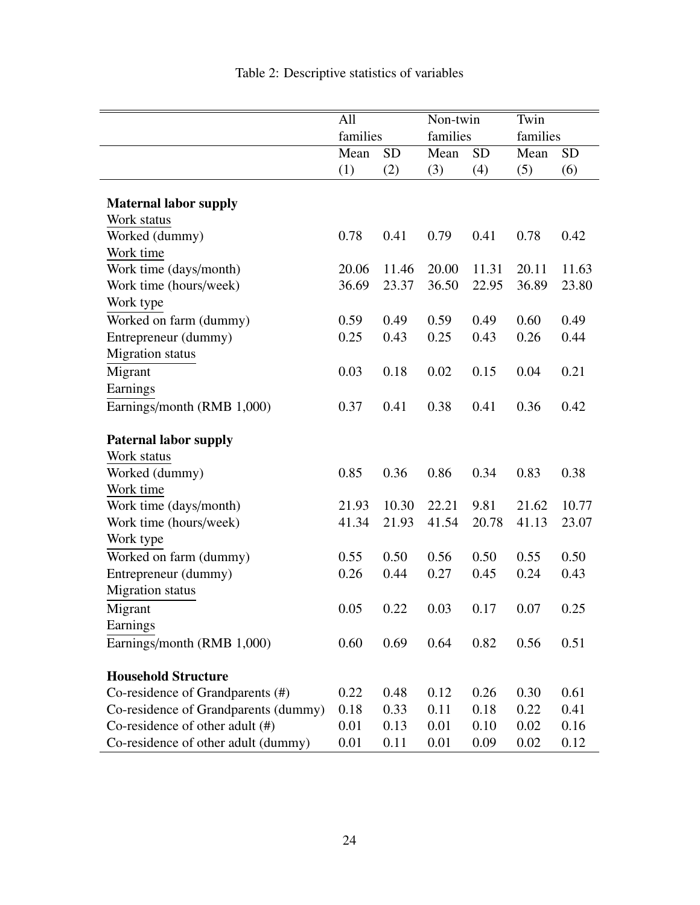Table 2: Descriptive statistics of variables

| | All families | | Non-twin families | | Twin families | |
|---|---|---|---|---|---|---|
| | Mean | SD | Mean | SD | Mean | SD |
| | (1) | (2) | (3) | (4) | (5) | (6) |
| **Maternal labor supply** | | | | | | |
| Work status | | | | | | |
| Worked (dummy) | 0.78 | 0.41 | 0.79 | 0.41 | 0.78 | 0.42 |
| Work time | | | | | | |
| Work time (days/month) | 20.06 | 11.46 | 20.00 | 11.31 | 20.11 | 11.63 |
| Work time (hours/week) | 36.69 | 23.37 | 36.50 | 22.95 | 36.89 | 23.80 |
| Work type | | | | | | |
| Worked on farm (dummy) | 0.59 | 0.49 | 0.59 | 0.49 | 0.60 | 0.49 |
| Entrepreneur (dummy) | 0.25 | 0.43 | 0.25 | 0.43 | 0.26 | 0.44 |
| Migration status | | | | | | |
| Migrant | 0.03 | 0.18 | 0.02 | 0.15 | 0.04 | 0.21 |
| Earnings | | | | | | |
| Earnings/month (RMB 1,000) | 0.37 | 0.41 | 0.38 | 0.41 | 0.36 | 0.42 |
| **Paternal labor supply** | | | | | | |
| Work status | | | | | | |
| Worked (dummy) | 0.85 | 0.36 | 0.86 | 0.34 | 0.83 | 0.38 |
| Work time | | | | | | |
| Work time (days/month) | 21.93 | 10.30 | 22.21 | 9.81 | 21.62 | 10.77 |
| Work time (hours/week) | 41.34 | 21.93 | 41.54 | 20.78 | 41.13 | 23.07 |
| Work type | | | | | | |
| Worked on farm (dummy) | 0.55 | 0.50 | 0.56 | 0.50 | 0.55 | 0.50 |
| Entrepreneur (dummy) | 0.26 | 0.44 | 0.27 | 0.45 | 0.24 | 0.43 |
| Migration status | | | | | | |
| Migrant | 0.05 | 0.22 | 0.03 | 0.17 | 0.07 | 0.25 |
| Earnings | | | | | | |
| Earnings/month (RMB 1,000) | 0.60 | 0.69 | 0.64 | 0.82 | 0.56 | 0.51 |
| **Household Structure** | | | | | | |
| Co-residence of Grandparents (#) | 0.22 | 0.48 | 0.12 | 0.26 | 0.30 | 0.61 |
| Co-residence of Grandparents (dummy) | 0.18 | 0.33 | 0.11 | 0.18 | 0.22 | 0.41 |
| Co-residence of other adult (#) | 0.01 | 0.13 | 0.01 | 0.10 | 0.02 | 0.16 |
| Co-residence of other adult (dummy) | 0.01 | 0.11 | 0.01 | 0.09 | 0.02 | 0.12 |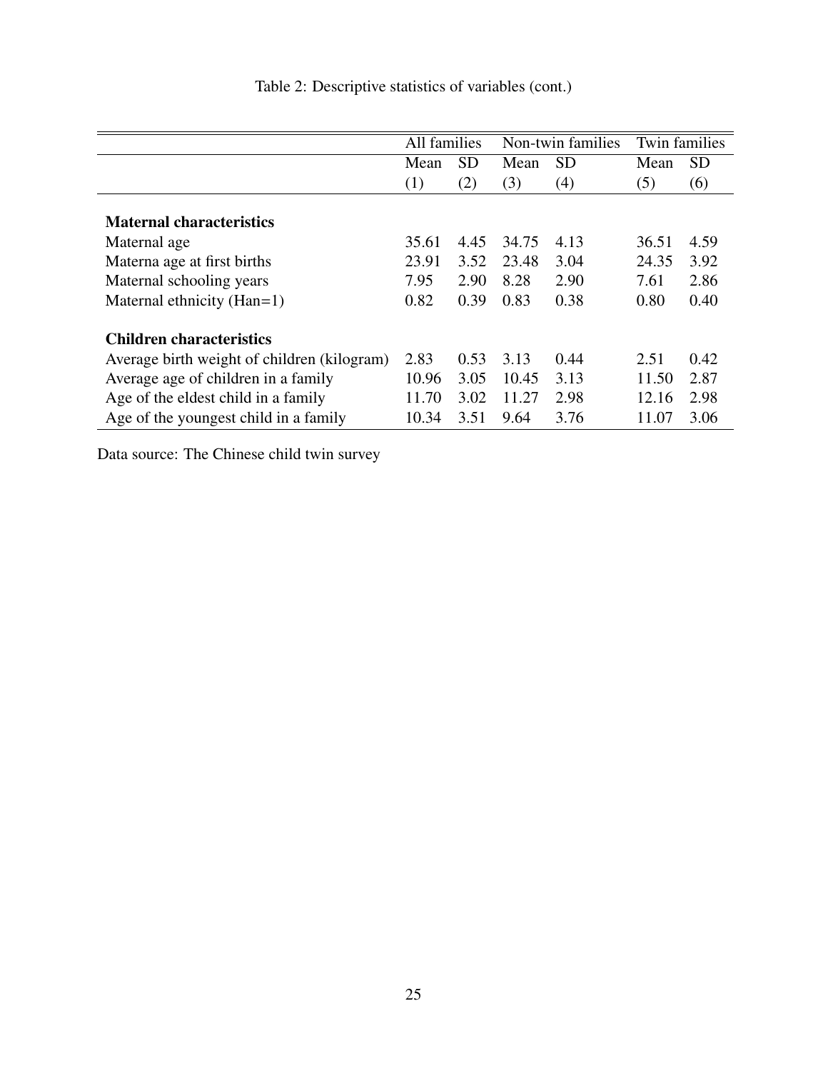Table 2: Descriptive statistics of variables (cont.)

| | All families | | Non-twin families | | Twin families | |
|---|---|---|---|---|---|---|
| | Mean | SD | Mean | SD | Mean | SD |
| | (1) | (2) | (3) | (4) | (5) | (6) |
| **Maternal characteristics** | | | | | | |
| Maternal age | 35.61 | 4.45 | 34.75 | 4.13 | 36.51 | 4.59 |
| Materna age at first births | 23.91 | 3.52 | 23.48 | 3.04 | 24.35 | 3.92 |
| Maternal schooling years | 7.95 | 2.90 | 8.28 | 2.90 | 7.61 | 2.86 |
| Maternal ethnicity (Han=1) | 0.82 | 0.39 | 0.83 | 0.38 | 0.80 | 0.40 |
| **Children characteristics** | | | | | | |
| Average birth weight of children (kilogram) | 2.83 | 0.53 | 3.13 | 0.44 | 2.51 | 0.42 |
| Average age of children in a family | 10.96 | 3.05 | 10.45 | 3.13 | 11.50 | 2.87 |
| Age of the eldest child in a family | 11.70 | 3.02 | 11.27 | 2.98 | 12.16 | 2.98 |
| Age of the youngest child in a family | 10.34 | 3.51 | 9.64 | 3.76 | 11.07 | 3.06 |

Data source: The Chinese child twin survey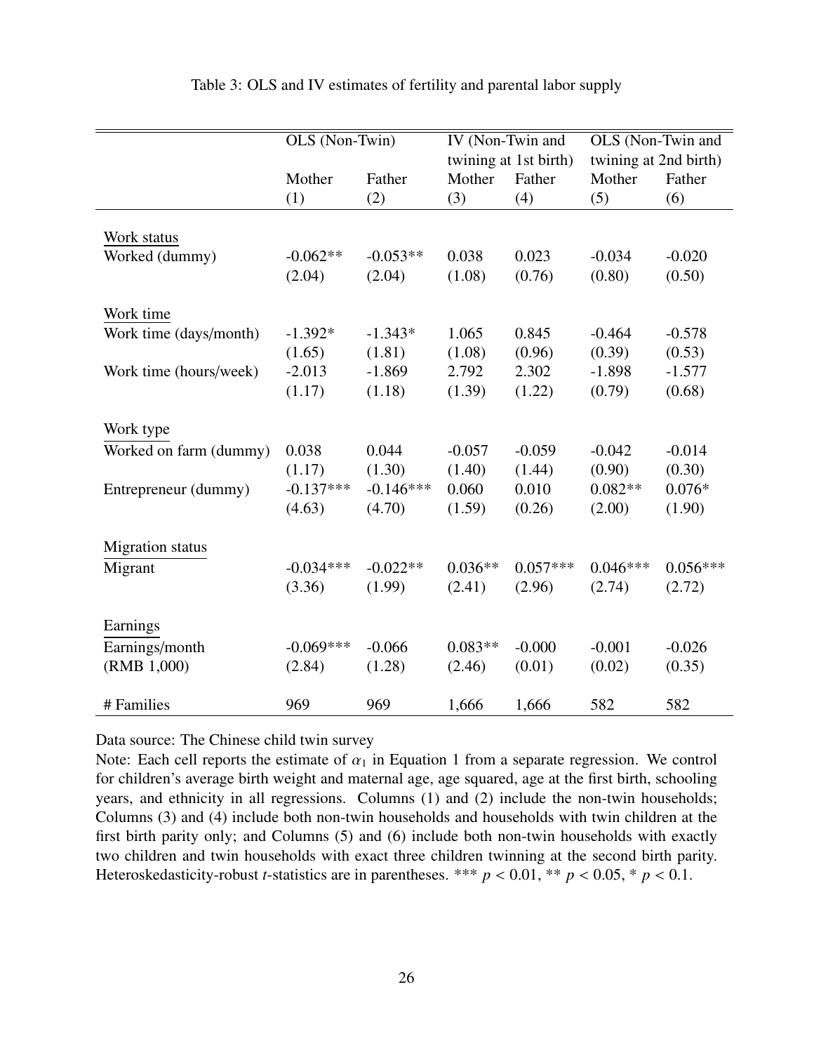Table 3: OLS and IV estimates of fertility and parental labor supply

| | OLS (Non-Twin) | | IV (Non-Twin and twining at 1st birth) | | OLS (Non-Twin and twining at 2nd birth) | |
|---|---|---|---|---|---|---|
| | Mother | Father | Mother | Father | Mother | Father |
| | (1) | (2) | (3) | (4) | (5) | (6) |
| Work status | | | | | | |
| Worked (dummy) | -0.062** | -0.053** | 0.038 | 0.023 | -0.034 | -0.020 |
| | (2.04) | (2.04) | (1.08) | (0.76) | (0.80) | (0.50) |
| Work time | | | | | | |
| Work time (days/month) | -1.392* | -1.343* | 1.065 | 0.845 | -0.464 | -0.578 |
| | (1.65) | (1.81) | (1.08) | (0.96) | (0.39) | (0.53) |
| Work time (hours/week) | -2.013 | -1.869 | 2.792 | 2.302 | -1.898 | -1.577 |
| | (1.17) | (1.18) | (1.39) | (1.22) | (0.79) | (0.68) |
| Work type | | | | | | |
| Worked on farm (dummy) | 0.038 | 0.044 | -0.057 | -0.059 | -0.042 | -0.014 |
| | (1.17) | (1.30) | (1.40) | (1.44) | (0.90) | (0.30) |
| Entrepreneur (dummy) | -0.137*** | -0.146*** | 0.060 | 0.010 | 0.082** | 0.076* |
| | (4.63) | (4.70) | (1.59) | (0.26) | (2.00) | (1.90) |
| Migration status | | | | | | |
| Migrant | -0.034*** | -0.022** | 0.036** | 0.057*** | 0.046*** | 0.056*** |
| | (3.36) | (1.99) | (2.41) | (2.96) | (2.74) | (2.72) |
| Earnings | | | | | | |
| Earnings/month (RMB 1,000) | -0.069*** | -0.066 | 0.083** | -0.000 | -0.001 | -0.026 |
| | (2.84) | (1.28) | (2.46) | (0.01) | (0.02) | (0.35) |
| # Families | 969 | 969 | 1,666 | 1,666 | 582 | 582 |

Data source: The Chinese child twin survey

Note: Each cell reports the estimate of $\alpha_1$ in Equation 1 from a separate regression. We control for children's average birth weight and maternal age, age squared, age at the first birth, schooling years, and ethnicity in all regressions. Columns (1) and (2) include the non-twin households; Columns (3) and (4) include both non-twin households and households with twin children at the first birth parity only; and Columns (5) and (6) include both non-twin households with exactly two children and twin households with exact three children twinning at the second birth parity. Heteroskedasticity-robust *t*-statistics are in parentheses. *** $p < 0.01$, ** $p < 0.05$, * $p < 0.1$.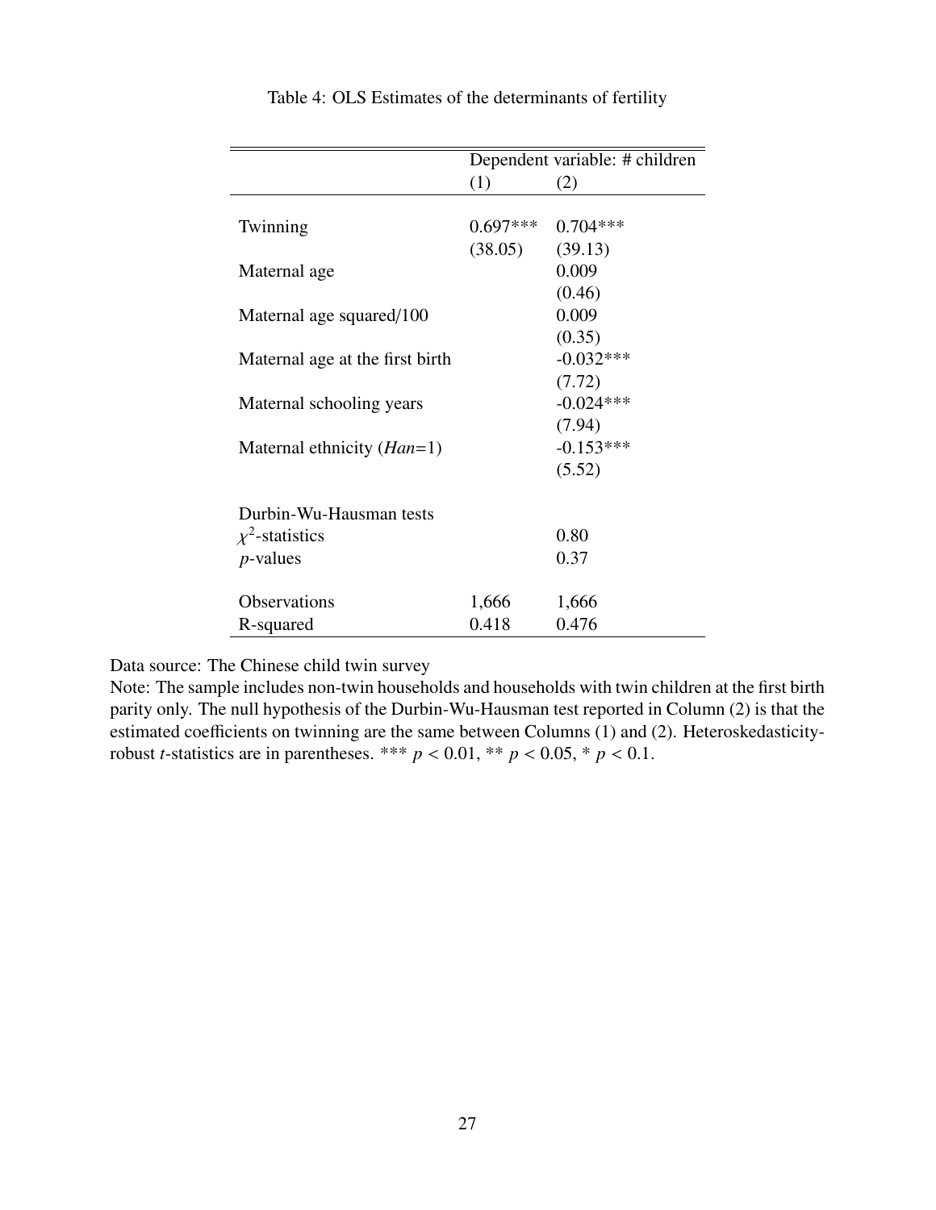Table 4: OLS Estimates of the determinants of fertility

| | Dependent variable: # children | |
|---|---|---|
| | (1) | (2) |
| Twinning | 0.697*** | 0.704*** |
| | (38.05) | (39.13) |
| Maternal age | | 0.009 |
| | | (0.46) |
| Maternal age squared/100 | | 0.009 |
| | | (0.35) |
| Maternal age at the first birth | | -0.032*** |
| | | (7.72) |
| Maternal schooling years | | -0.024*** |
| | | (7.94) |
| Maternal ethnicity (*Han*=1) | | -0.153*** |
| | | (5.52) |
| Durbin-Wu-Hausman tests | | |
| $\chi^2$-statistics | | 0.80 |
| $p$-values | | 0.37 |
| Observations | 1,666 | 1,666 |
| R-squared | 0.418 | 0.476 |

Data source: The Chinese child twin survey

Note: The sample includes non-twin households and households with twin children at the first birth parity only. The null hypothesis of the Durbin-Wu-Hausman test reported in Column (2) is that the estimated coefficients on twinning are the same between Columns (1) and (2). Heteroskedasticity-robust $t$-statistics are in parentheses. *** $p < 0.01$, ** $p < 0.05$, * $p < 0.1$.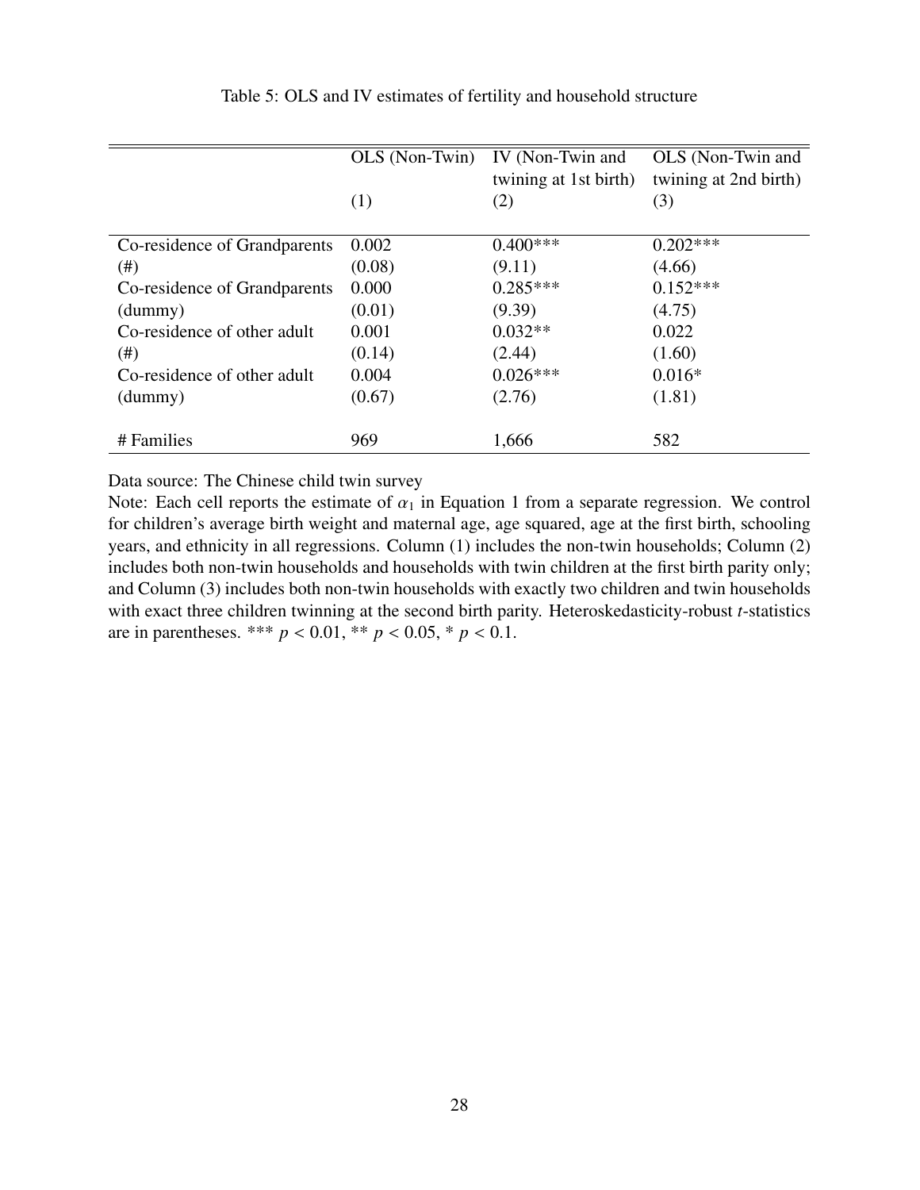Table 5: OLS and IV estimates of fertility and household structure

| | OLS (Non-Twin) | IV (Non-Twin and twining at 1st birth) | OLS (Non-Twin and twining at 2nd birth) |
|---|---|---|---|
| | (1) | (2) | (3) |
| Co-residence of Grandparents | 0.002 | 0.400*** | 0.202*** |
| (#) | (0.08) | (9.11) | (4.66) |
| Co-residence of Grandparents | 0.000 | 0.285*** | 0.152*** |
| (dummy) | (0.01) | (9.39) | (4.75) |
| Co-residence of other adult | 0.001 | 0.032** | 0.022 |
| (#) | (0.14) | (2.44) | (1.60) |
| Co-residence of other adult | 0.004 | 0.026*** | 0.016* |
| (dummy) | (0.67) | (2.76) | (1.81) |
| # Families | 969 | 1,666 | 582 |

Data source: The Chinese child twin survey

Note: Each cell reports the estimate of $\alpha_1$ in Equation 1 from a separate regression. We control for children's average birth weight and maternal age, age squared, age at the first birth, schooling years, and ethnicity in all regressions. Column (1) includes the non-twin households; Column (2) includes both non-twin households and households with twin children at the first birth parity only; and Column (3) includes both non-twin households with exactly two children and twin households with exact three children twinning at the second birth parity. Heteroskedasticity-robust *t*-statistics are in parentheses. *** $p < 0.01$, ** $p < 0.05$, * $p < 0.1$.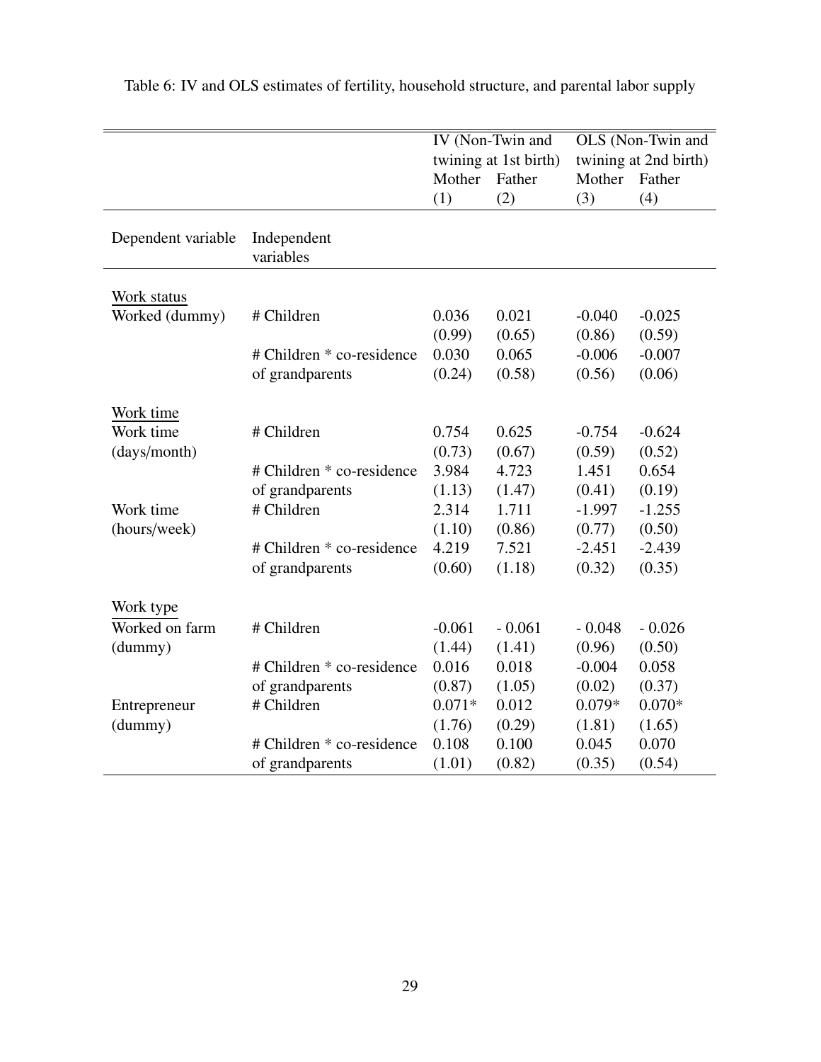Table 6: IV and OLS estimates of fertility, household structure, and parental labor supply

| | | IV (Non-Twin and twining at 1st birth) | | OLS (Non-Twin and twining at 2nd birth) | |
|---|---|---|---|---|---|
| | | Mother | Father | Mother | Father |
| | | (1) | (2) | (3) | (4) |
| Dependent variable | Independent variables | | | | |
| Work status | | | | | |
| Worked (dummy) | # Children | 0.036 | 0.021 | -0.040 | -0.025 |
| | | (0.99) | (0.65) | (0.86) | (0.59) |
| | # Children * co-residence of grandparents | 0.030 | 0.065 | -0.006 | -0.007 |
| | | (0.24) | (0.58) | (0.56) | (0.06) |
| Work time | | | | | |
| Work time (days/month) | # Children | 0.754 | 0.625 | -0.754 | -0.624 |
| | | (0.73) | (0.67) | (0.59) | (0.52) |
| | # Children * co-residence of grandparents | 3.984 | 4.723 | 1.451 | 0.654 |
| | | (1.13) | (1.47) | (0.41) | (0.19) |
| Work time (hours/week) | # Children | 2.314 | 1.711 | -1.997 | -1.255 |
| | | (1.10) | (0.86) | (0.77) | (0.50) |
| | # Children * co-residence of grandparents | 4.219 | 7.521 | -2.451 | -2.439 |
| | | (0.60) | (1.18) | (0.32) | (0.35) |
| Work type | | | | | |
| Worked on farm (dummy) | # Children | -0.061 | - 0.061 | - 0.048 | - 0.026 |
| | | (1.44) | (1.41) | (0.96) | (0.50) |
| | # Children * co-residence of grandparents | 0.016 | 0.018 | -0.004 | 0.058 |
| | | (0.87) | (1.05) | (0.02) | (0.37) |
| Entrepreneur (dummy) | # Children | 0.071* | 0.012 | 0.079* | 0.070* |
| | | (1.76) | (0.29) | (1.81) | (1.65) |
| | # Children * co-residence of grandparents | 0.108 | 0.100 | 0.045 | 0.070 |
| | | (1.01) | (0.82) | (0.35) | (0.54) |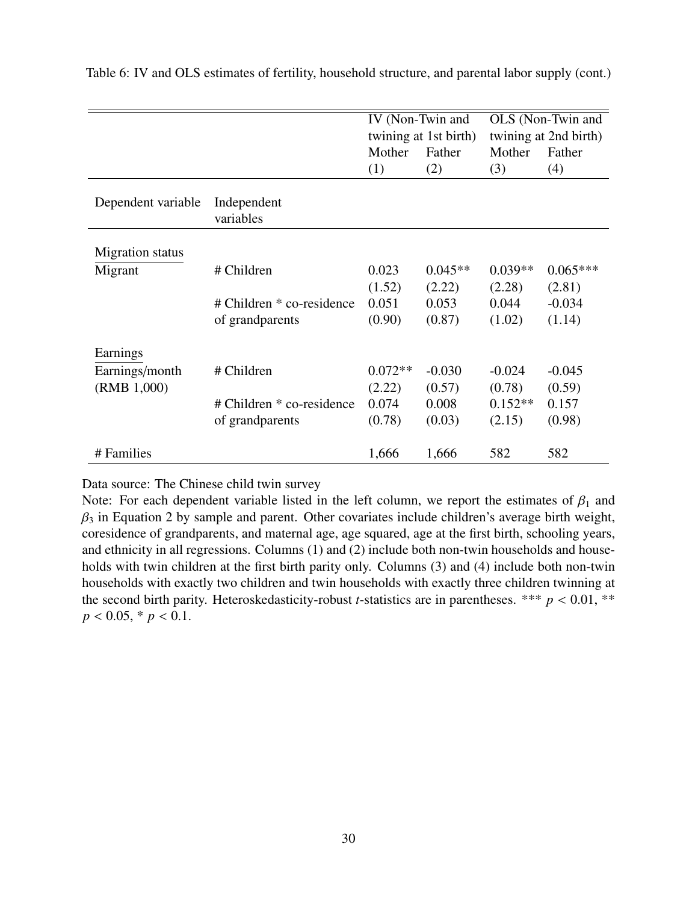Table 6: IV and OLS estimates of fertility, household structure, and parental labor supply (cont.)

| | | IV (Non-Twin and twining at 1st birth) | | OLS (Non-Twin and twining at 2nd birth) | |
|---|---|---|---|---|---|
| | | Mother | Father | Mother | Father |
| | | (1) | (2) | (3) | (4) |
| Dependent variable | Independent variables | | | | |
| Migration status | | | | | |
| Migrant | # Children | 0.023 | 0.045** | 0.039** | 0.065*** |
| | | (1.52) | (2.22) | (2.28) | (2.81) |
| | # Children * co-residence of grandparents | 0.051 | 0.053 | 0.044 | -0.034 |
| | | (0.90) | (0.87) | (1.02) | (1.14) |
| Earnings | | | | | |
| Earnings/month (RMB 1,000) | # Children | 0.072** | -0.030 | -0.024 | -0.045 |
| | | (2.22) | (0.57) | (0.78) | (0.59) |
| | # Children * co-residence of grandparents | 0.074 | 0.008 | 0.152** | 0.157 |
| | | (0.78) | (0.03) | (2.15) | (0.98) |
| # Families | | 1,666 | 1,666 | 582 | 582 |

Data source: The Chinese child twin survey

Note: For each dependent variable listed in the left column, we report the estimates of $\beta_1$ and $\beta_3$ in Equation 2 by sample and parent. Other covariates include children's average birth weight, coresidence of grandparents, and maternal age, age squared, age at the first birth, schooling years, and ethnicity in all regressions. Columns (1) and (2) include both non-twin households and households with twin children at the first birth parity only. Columns (3) and (4) include both non-twin households with exactly two children and twin households with exactly three children twinning at the second birth parity. Heteroskedasticity-robust $t$-statistics are in parentheses. *** $p < 0.01$, ** $p < 0.05$, * $p < 0.1$.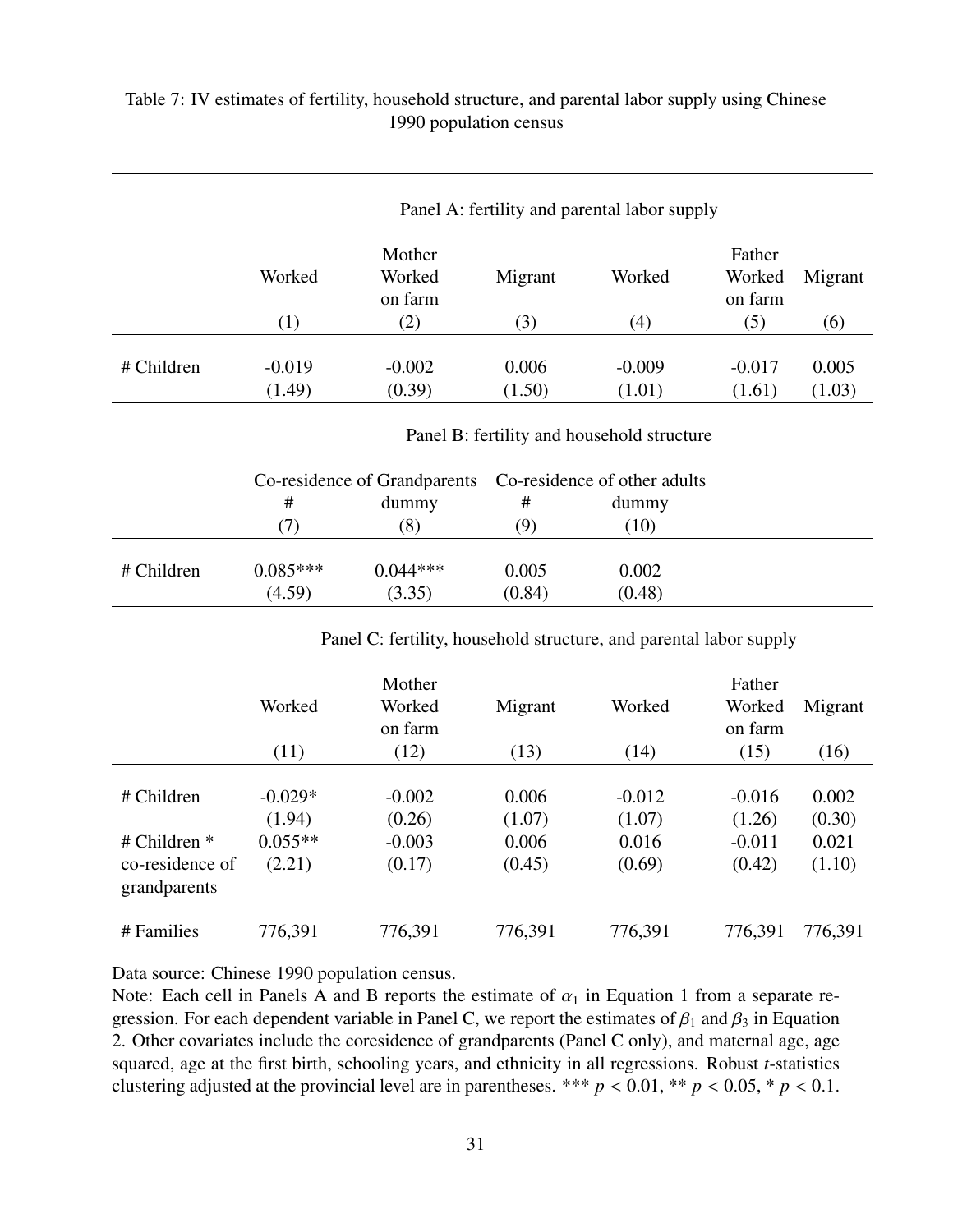Table 7: IV estimates of fertility, household structure, and parental labor supply using Chinese 1990 population census

| | Panel A: fertility and parental labor supply | | | | | |
|---|---|---|---|---|---|---|
| | Mother | | | Father | | |
| | Worked | Worked on farm | Migrant | Worked | Worked on farm | Migrant |
| | (1) | (2) | (3) | (4) | (5) | (6) |
| # Children | -0.019 | -0.002 | 0.006 | -0.009 | -0.017 | 0.005 |
| | (1.49) | (0.39) | (1.50) | (1.01) | (1.61) | (1.03) |

| | Panel B: fertility and household structure | | | |
|---|---|---|---|---|
| | Co-residence of Grandparents | | Co-residence of other adults | |
| | # | dummy | # | dummy |
| | (7) | (8) | (9) | (10) |
| # Children | 0.085*** | 0.044*** | 0.005 | 0.002 |
| | (4.59) | (3.35) | (0.84) | (0.48) |

| | Panel C: fertility, household structure, and parental labor supply | | | | | |
|---|---|---|---|---|---|---|
| | Mother | | | Father | | |
| | Worked | Worked on farm | Migrant | Worked | Worked on farm | Migrant |
| | (11) | (12) | (13) | (14) | (15) | (16) |
| # Children | -0.029* | -0.002 | 0.006 | -0.012 | -0.016 | 0.002 |
| | (1.94) | (0.26) | (1.07) | (1.07) | (1.26) | (0.30) |
| # Children * co-residence of grandparents | 0.055** | -0.003 | 0.006 | 0.016 | -0.011 | 0.021 |
| | (2.21) | (0.17) | (0.45) | (0.69) | (0.42) | (1.10) |
| # Families | 776,391 | 776,391 | 776,391 | 776,391 | 776,391 | 776,391 |

Data source: Chinese 1990 population census.

Note: Each cell in Panels A and B reports the estimate of $\alpha_1$ in Equation 1 from a separate regression. For each dependent variable in Panel C, we report the estimates of $\beta_1$ and $\beta_3$ in Equation 2. Other covariates include the coresidence of grandparents (Panel C only), and maternal age, age squared, age at the first birth, schooling years, and ethnicity in all regressions. Robust $t$-statistics clustering adjusted at the provincial level are in parentheses. *** $p < 0.01$, ** $p < 0.05$, * $p < 0.1$.